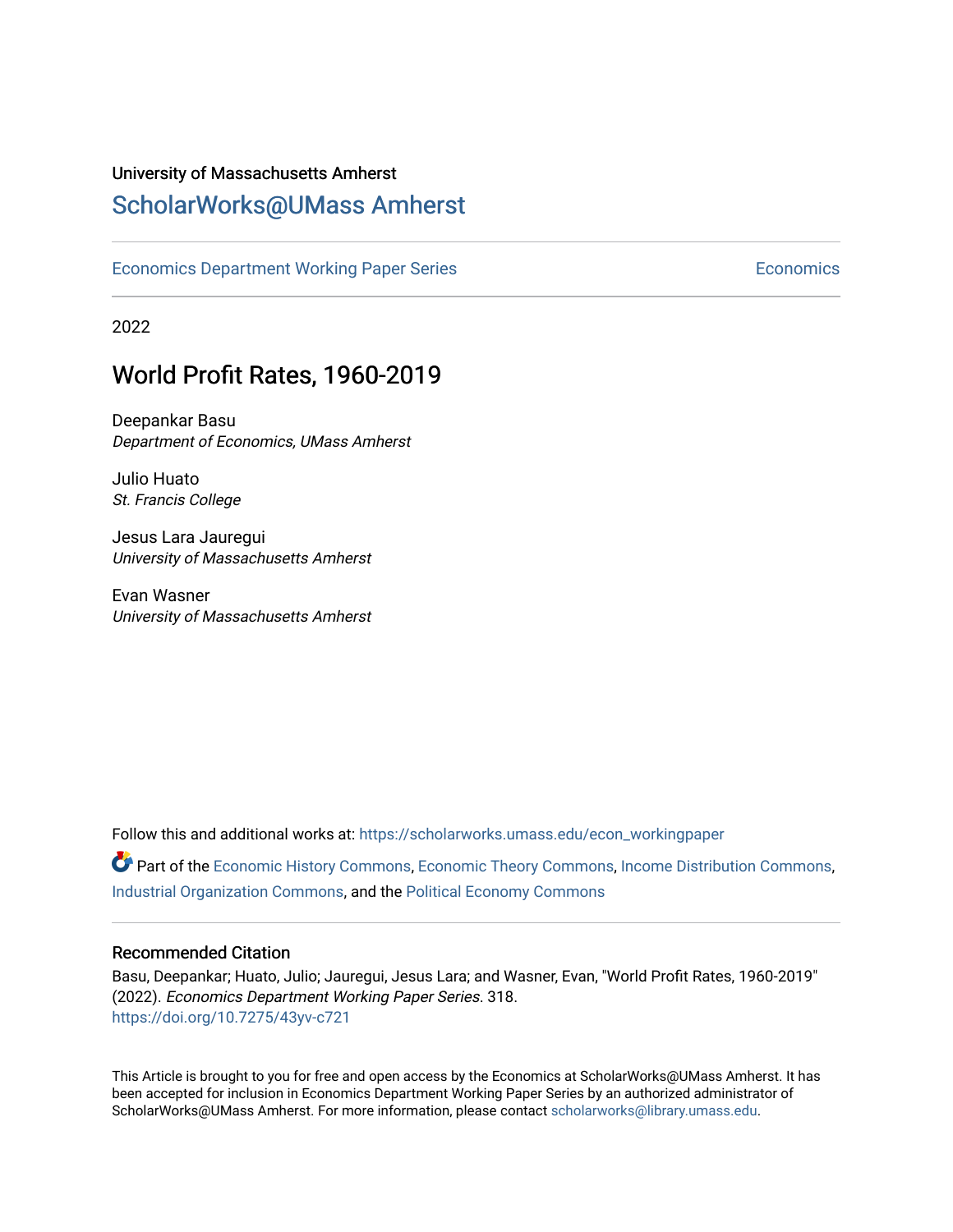University of Massachusetts Amherst

ScholarWorks@UMass Amherst

Economics Department Working Paper Series | Economics

2022

# World Profit Rates, 1960-2019

Deepankar Basu
*Department of Economics, UMass Amherst*

Julio Huato
*St. Francis College*

Jesus Lara Jauregui
*University of Massachusetts Amherst*

Evan Wasner
*University of Massachusetts Amherst*

Follow this and additional works at: https://scholarworks.umass.edu/econ_workingpaper

Part of the Economic History Commons, Economic Theory Commons, Income Distribution Commons, Industrial Organization Commons, and the Political Economy Commons

## Recommended Citation

Basu, Deepankar; Huato, Julio; Jauregui, Jesus Lara; and Wasner, Evan, "World Profit Rates, 1960-2019" (2022). *Economics Department Working Paper Series*. 318.
https://doi.org/10.7275/43yv-c721

This Article is brought to you for free and open access by the Economics at ScholarWorks@UMass Amherst. It has been accepted for inclusion in Economics Department Working Paper Series by an authorized administrator of ScholarWorks@UMass Amherst. For more information, please contact scholarworks@library.umass.edu.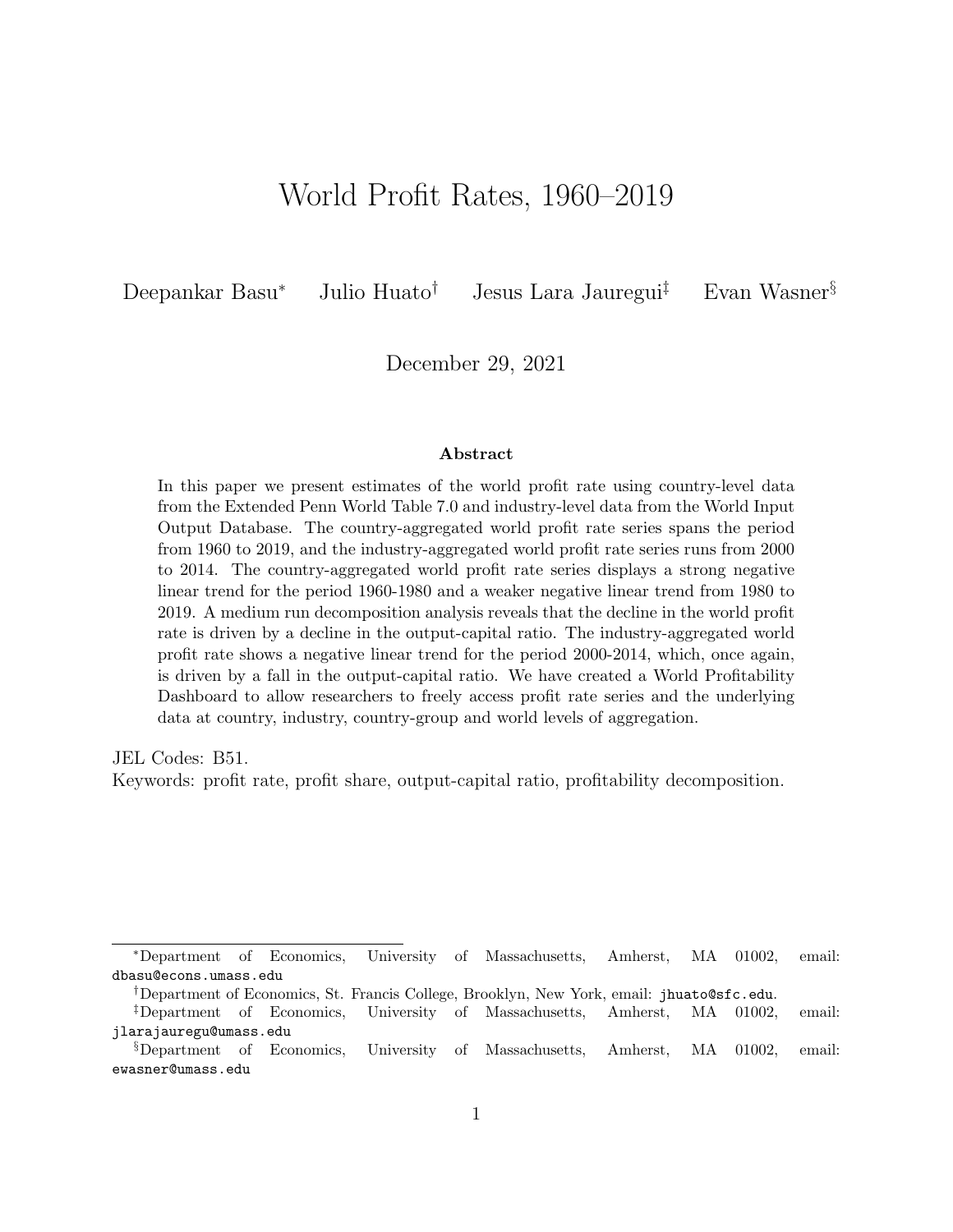# World Profit Rates, 1960–2019

Deepankar Basu[*] Julio Huato[†] Jesus Lara Jauregui[‡] Evan Wasner[§]

December 29, 2021

**Abstract**

In this paper we present estimates of the world profit rate using country-level data from the Extended Penn World Table 7.0 and industry-level data from the World Input Output Database. The country-aggregated world profit rate series spans the period from 1960 to 2019, and the industry-aggregated world profit rate series runs from 2000 to 2014. The country-aggregated world profit rate series displays a strong negative linear trend for the period 1960-1980 and a weaker negative linear trend from 1980 to 2019. A medium run decomposition analysis reveals that the decline in the world profit rate is driven by a decline in the output-capital ratio. The industry-aggregated world profit rate shows a negative linear trend for the period 2000-2014, which, once again, is driven by a fall in the output-capital ratio. We have created a World Profitability Dashboard to allow researchers to freely access profit rate series and the underlying data at country, industry, country-group and world levels of aggregation.

JEL Codes: B51.
Keywords: profit rate, profit share, output-capital ratio, profitability decomposition.

---

[*] Department of Economics, University of Massachusetts, Amherst, MA 01002, email: dbasu@econs.umass.edu

[†] Department of Economics, St. Francis College, Brooklyn, New York, email: jhuato@sfc.edu.

[‡] Department of Economics, University of Massachusetts, Amherst, MA 01002, email: jlarajauregu@umass.edu

[§] Department of Economics, University of Massachusetts, Amherst, MA 01002, email: ewasner@umass.edu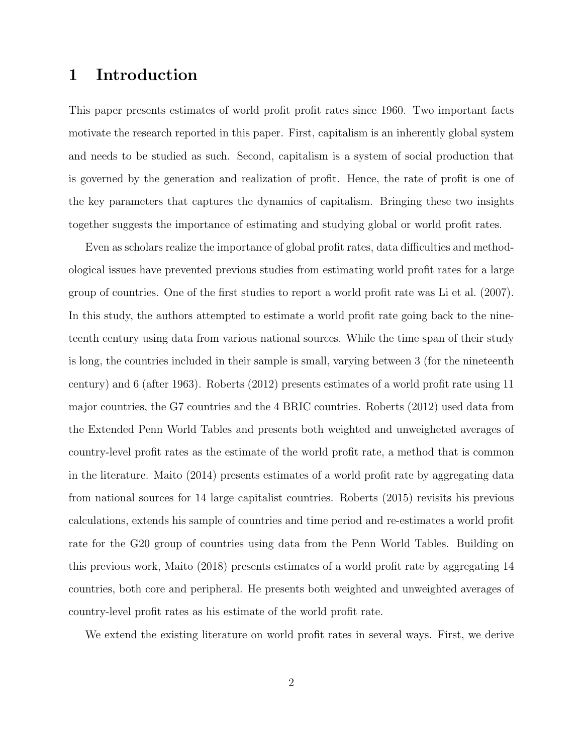# 1 Introduction

This paper presents estimates of world profit profit rates since 1960. Two important facts motivate the research reported in this paper. First, capitalism is an inherently global system and needs to be studied as such. Second, capitalism is a system of social production that is governed by the generation and realization of profit. Hence, the rate of profit is one of the key parameters that captures the dynamics of capitalism. Bringing these two insights together suggests the importance of estimating and studying global or world profit rates.

Even as scholars realize the importance of global profit rates, data difficulties and methodological issues have prevented previous studies from estimating world profit rates for a large group of countries. One of the first studies to report a world profit rate was Li et al. (2007). In this study, the authors attempted to estimate a world profit rate going back to the nineteenth century using data from various national sources. While the time span of their study is long, the countries included in their sample is small, varying between 3 (for the nineteenth century) and 6 (after 1963). Roberts (2012) presents estimates of a world profit rate using 11 major countries, the G7 countries and the 4 BRIC countries. Roberts (2012) used data from the Extended Penn World Tables and presents both weighted and unweigheted averages of country-level profit rates as the estimate of the world profit rate, a method that is common in the literature. Maito (2014) presents estimates of a world profit rate by aggregating data from national sources for 14 large capitalist countries. Roberts (2015) revisits his previous calculations, extends his sample of countries and time period and re-estimates a world profit rate for the G20 group of countries using data from the Penn World Tables. Building on this previous work, Maito (2018) presents estimates of a world profit rate by aggregating 14 countries, both core and peripheral. He presents both weighted and unweighted averages of country-level profit rates as his estimate of the world profit rate.

We extend the existing literature on world profit rates in several ways. First, we derive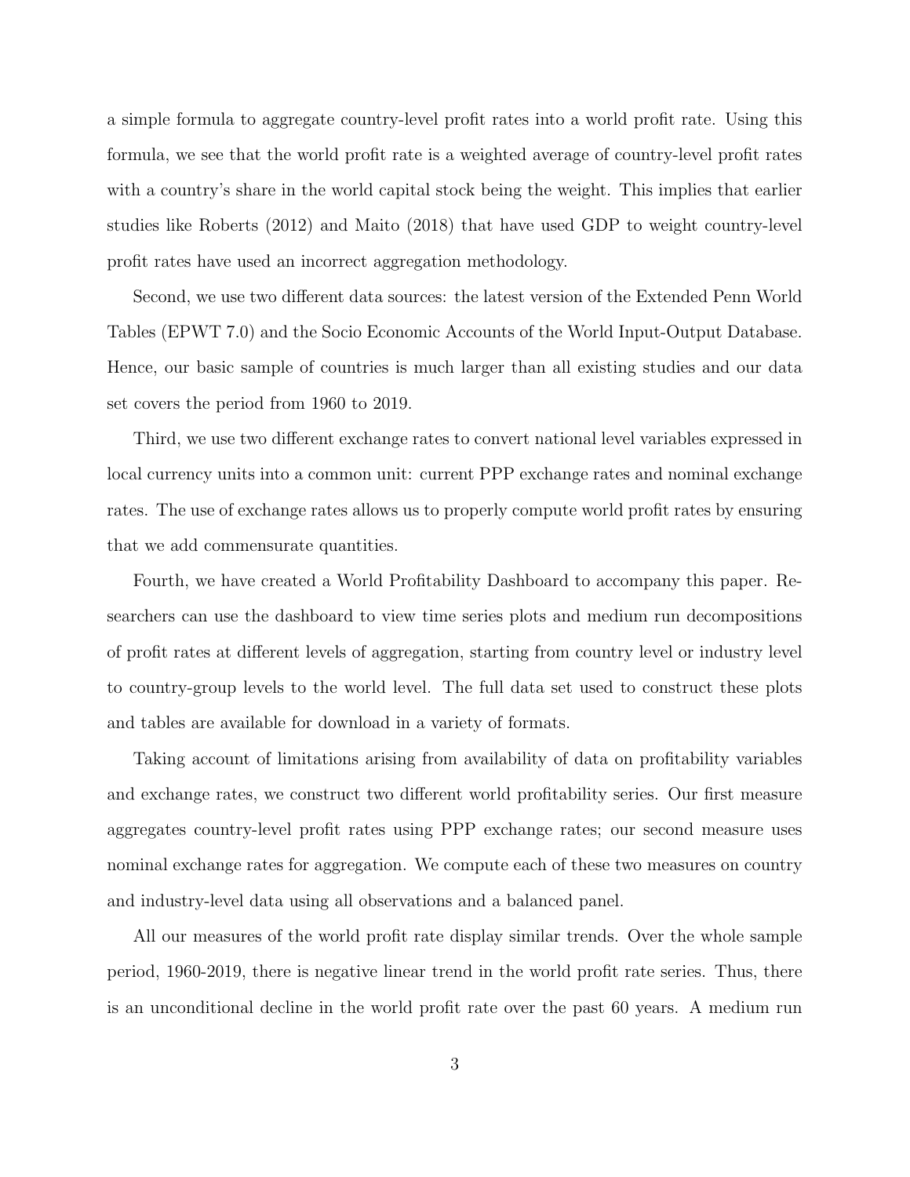a simple formula to aggregate country-level profit rates into a world profit rate. Using this formula, we see that the world profit rate is a weighted average of country-level profit rates with a country's share in the world capital stock being the weight. This implies that earlier studies like Roberts (2012) and Maito (2018) that have used GDP to weight country-level profit rates have used an incorrect aggregation methodology.

Second, we use two different data sources: the latest version of the Extended Penn World Tables (EPWT 7.0) and the Socio Economic Accounts of the World Input-Output Database. Hence, our basic sample of countries is much larger than all existing studies and our data set covers the period from 1960 to 2019.

Third, we use two different exchange rates to convert national level variables expressed in local currency units into a common unit: current PPP exchange rates and nominal exchange rates. The use of exchange rates allows us to properly compute world profit rates by ensuring that we add commensurate quantities.

Fourth, we have created a World Profitability Dashboard to accompany this paper. Researchers can use the dashboard to view time series plots and medium run decompositions of profit rates at different levels of aggregation, starting from country level or industry level to country-group levels to the world level. The full data set used to construct these plots and tables are available for download in a variety of formats.

Taking account of limitations arising from availability of data on profitability variables and exchange rates, we construct two different world profitability series. Our first measure aggregates country-level profit rates using PPP exchange rates; our second measure uses nominal exchange rates for aggregation. We compute each of these two measures on country and industry-level data using all observations and a balanced panel.

All our measures of the world profit rate display similar trends. Over the whole sample period, 1960-2019, there is negative linear trend in the world profit rate series. Thus, there is an unconditional decline in the world profit rate over the past 60 years. A medium run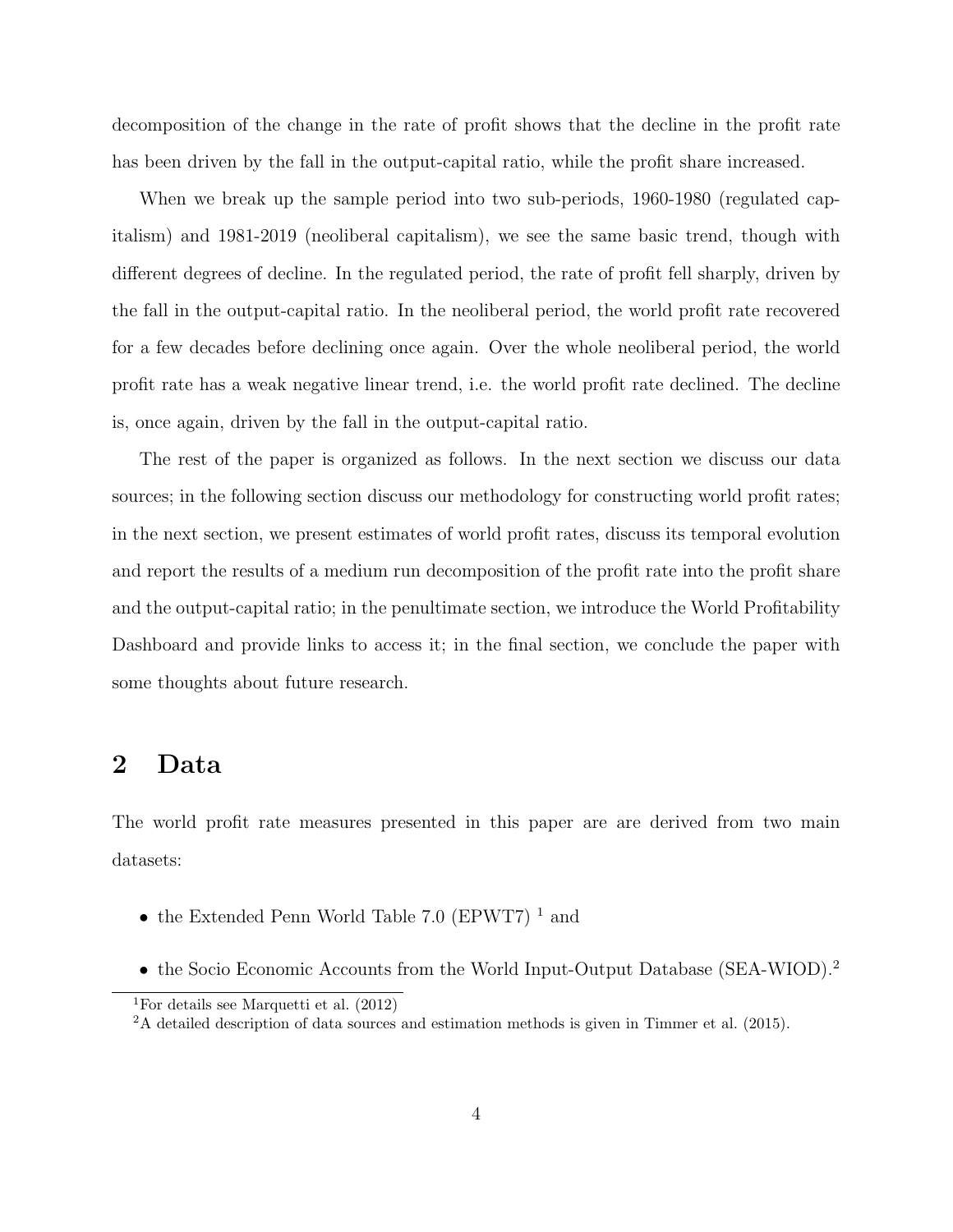decomposition of the change in the rate of profit shows that the decline in the profit rate has been driven by the fall in the output-capital ratio, while the profit share increased.

When we break up the sample period into two sub-periods, 1960-1980 (regulated capitalism) and 1981-2019 (neoliberal capitalism), we see the same basic trend, though with different degrees of decline. In the regulated period, the rate of profit fell sharply, driven by the fall in the output-capital ratio. In the neoliberal period, the world profit rate recovered for a few decades before declining once again. Over the whole neoliberal period, the world profit rate has a weak negative linear trend, i.e. the world profit rate declined. The decline is, once again, driven by the fall in the output-capital ratio.

The rest of the paper is organized as follows. In the next section we discuss our data sources; in the following section discuss our methodology for constructing world profit rates; in the next section, we present estimates of world profit rates, discuss its temporal evolution and report the results of a medium run decomposition of the profit rate into the profit share and the output-capital ratio; in the penultimate section, we introduce the World Profitability Dashboard and provide links to access it; in the final section, we conclude the paper with some thoughts about future research.

## 2 Data

The world profit rate measures presented in this paper are are derived from two main datasets:

- the Extended Penn World Table 7.0 (EPWT7) [1] and
- the Socio Economic Accounts from the World Input-Output Database (SEA-WIOD).[2]

[1] For details see Marquetti et al. (2012)

[2] A detailed description of data sources and estimation methods is given in Timmer et al. (2015).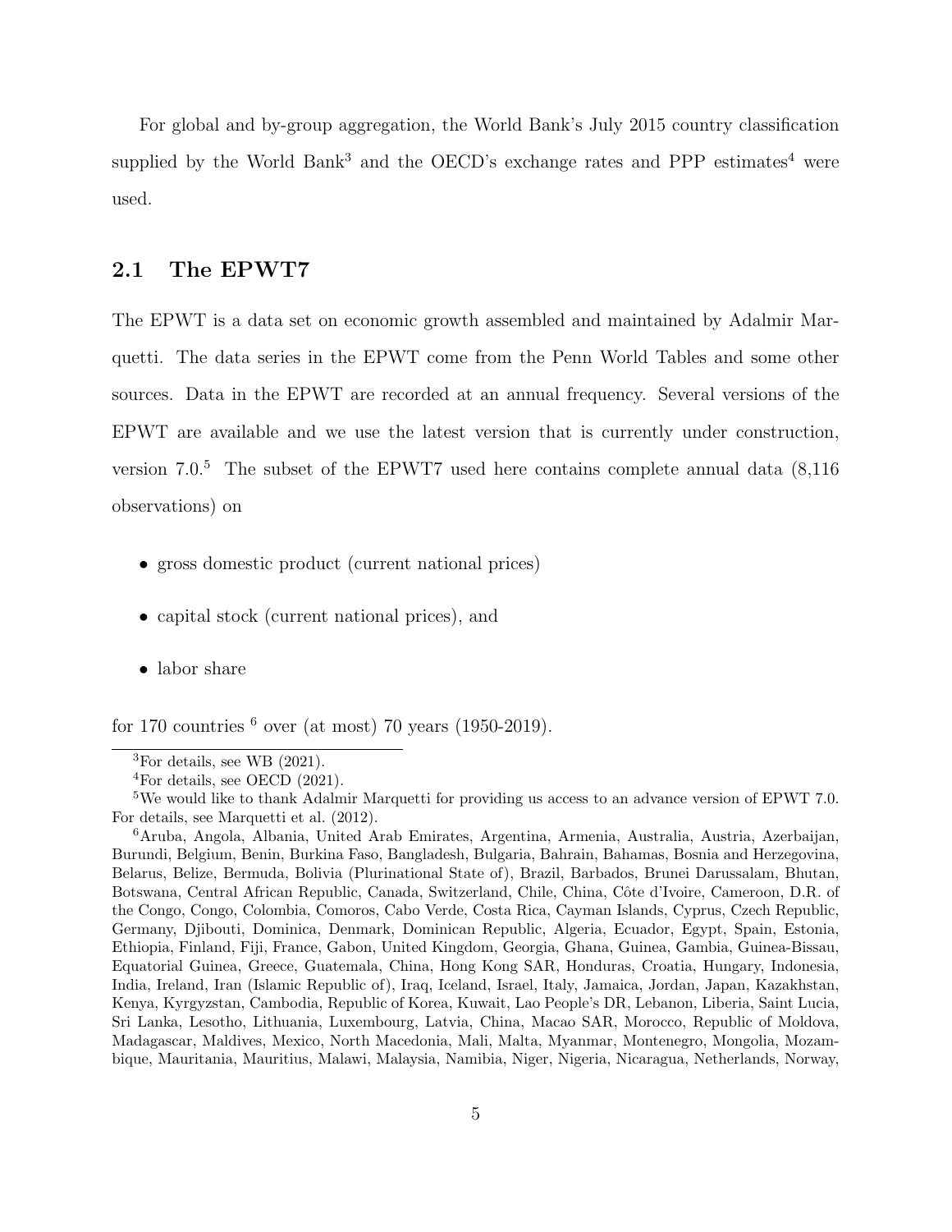For global and by-group aggregation, the World Bank's July 2015 country classification supplied by the World Bank[3] and the OECD's exchange rates and PPP estimates[4] were used.

## 2.1 The EPWT7

The EPWT is a data set on economic growth assembled and maintained by Adalmir Marquetti. The data series in the EPWT come from the Penn World Tables and some other sources. Data in the EPWT are recorded at an annual frequency. Several versions of the EPWT are available and we use the latest version that is currently under construction, version 7.0.[5] The subset of the EPWT7 used here contains complete annual data (8,116 observations) on

- gross domestic product (current national prices)
- capital stock (current national prices), and
- labor share

for 170 countries [6] over (at most) 70 years (1950-2019).

---

[3]For details, see WB (2021).

[4]For details, see OECD (2021).

[5]We would like to thank Adalmir Marquetti for providing us access to an advance version of EPWT 7.0. For details, see Marquetti et al. (2012).

[6]Aruba, Angola, Albania, United Arab Emirates, Argentina, Armenia, Australia, Austria, Azerbaijan, Burundi, Belgium, Benin, Burkina Faso, Bangladesh, Bulgaria, Bahrain, Bahamas, Bosnia and Herzegovina, Belarus, Belize, Bermuda, Bolivia (Plurinational State of), Brazil, Barbados, Brunei Darussalam, Bhutan, Botswana, Central African Republic, Canada, Switzerland, Chile, China, Côte d'Ivoire, Cameroon, D.R. of the Congo, Congo, Colombia, Comoros, Cabo Verde, Costa Rica, Cayman Islands, Cyprus, Czech Republic, Germany, Djibouti, Dominica, Denmark, Dominican Republic, Algeria, Ecuador, Egypt, Spain, Estonia, Ethiopia, Finland, Fiji, France, Gabon, United Kingdom, Georgia, Ghana, Guinea, Gambia, Guinea-Bissau, Equatorial Guinea, Greece, Guatemala, China, Hong Kong SAR, Honduras, Croatia, Hungary, Indonesia, India, Ireland, Iran (Islamic Republic of), Iraq, Iceland, Israel, Italy, Jamaica, Jordan, Japan, Kazakhstan, Kenya, Kyrgyzstan, Cambodia, Republic of Korea, Kuwait, Lao People's DR, Lebanon, Liberia, Saint Lucia, Sri Lanka, Lesotho, Lithuania, Luxembourg, Latvia, China, Macao SAR, Morocco, Republic of Moldova, Madagascar, Maldives, Mexico, North Macedonia, Mali, Malta, Myanmar, Montenegro, Mongolia, Mozambique, Mauritania, Mauritius, Malawi, Malaysia, Namibia, Niger, Nigeria, Nicaragua, Netherlands, Norway,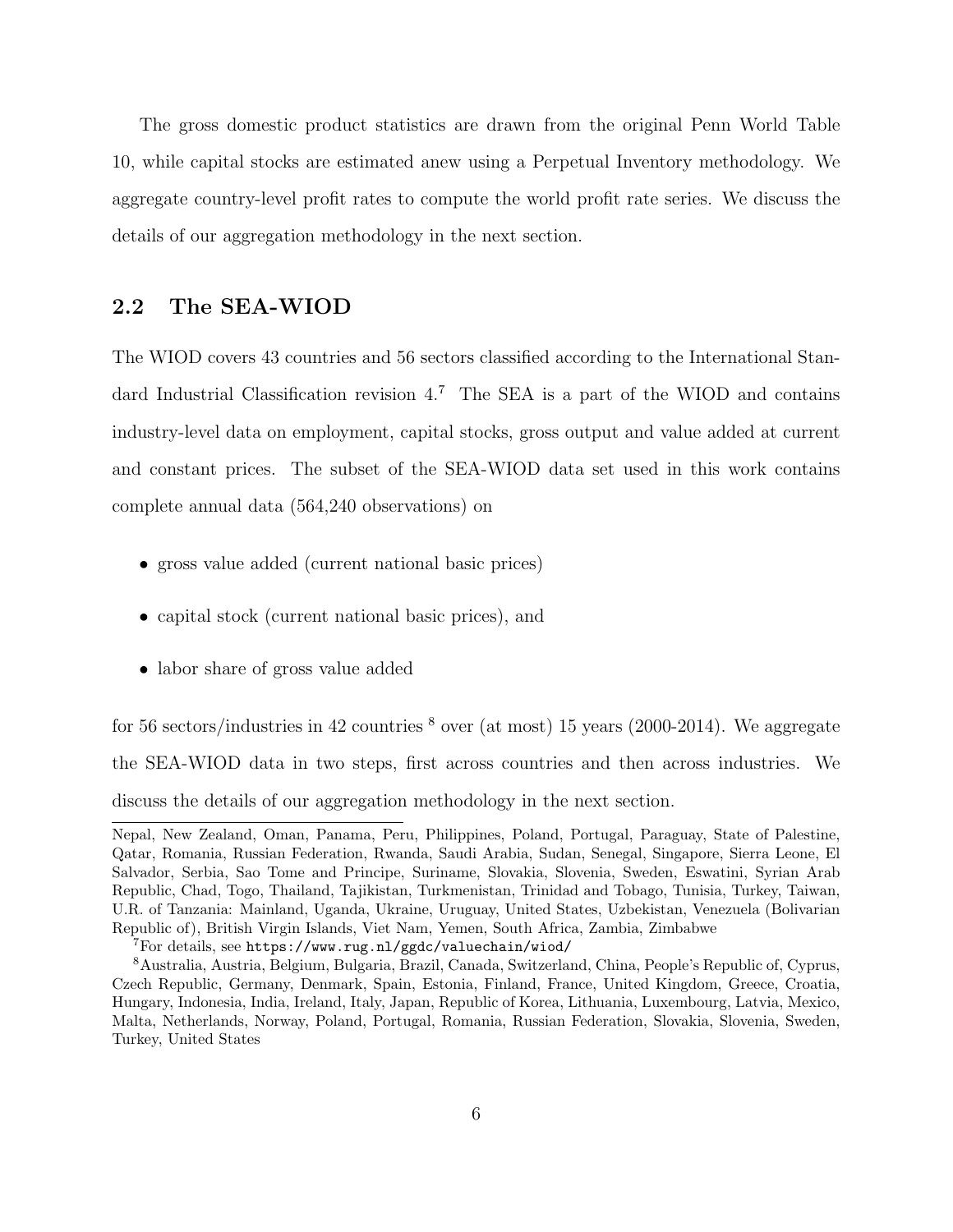The gross domestic product statistics are drawn from the original Penn World Table 10, while capital stocks are estimated anew using a Perpetual Inventory methodology. We aggregate country-level profit rates to compute the world profit rate series. We discuss the details of our aggregation methodology in the next section.

## 2.2 The SEA-WIOD

The WIOD covers 43 countries and 56 sectors classified according to the International Standard Industrial Classification revision 4.[7] The SEA is a part of the WIOD and contains industry-level data on employment, capital stocks, gross output and value added at current and constant prices. The subset of the SEA-WIOD data set used in this work contains complete annual data (564,240 observations) on

- gross value added (current national basic prices)
- capital stock (current national basic prices), and
- labor share of gross value added

for 56 sectors/industries in 42 countries [8] over (at most) 15 years (2000-2014). We aggregate the SEA-WIOD data in two steps, first across countries and then across industries. We discuss the details of our aggregation methodology in the next section.

Nepal, New Zealand, Oman, Panama, Peru, Philippines, Poland, Portugal, Paraguay, State of Palestine, Qatar, Romania, Russian Federation, Rwanda, Saudi Arabia, Sudan, Senegal, Singapore, Sierra Leone, El Salvador, Serbia, Sao Tome and Principe, Suriname, Slovakia, Slovenia, Sweden, Eswatini, Syrian Arab Republic, Chad, Togo, Thailand, Tajikistan, Turkmenistan, Trinidad and Tobago, Tunisia, Turkey, Taiwan, U.R. of Tanzania: Mainland, Uganda, Ukraine, Uruguay, United States, Uzbekistan, Venezuela (Bolivarian Republic of), British Virgin Islands, Viet Nam, Yemen, South Africa, Zambia, Zimbabwe

[7] For details, see https://www.rug.nl/ggdc/valuechain/wiod/

[8] Australia, Austria, Belgium, Bulgaria, Brazil, Canada, Switzerland, China, People's Republic of, Cyprus, Czech Republic, Germany, Denmark, Spain, Estonia, Finland, France, United Kingdom, Greece, Croatia, Hungary, Indonesia, India, Ireland, Italy, Japan, Republic of Korea, Lithuania, Luxembourg, Latvia, Mexico, Malta, Netherlands, Norway, Poland, Portugal, Romania, Russian Federation, Slovakia, Slovenia, Sweden, Turkey, United States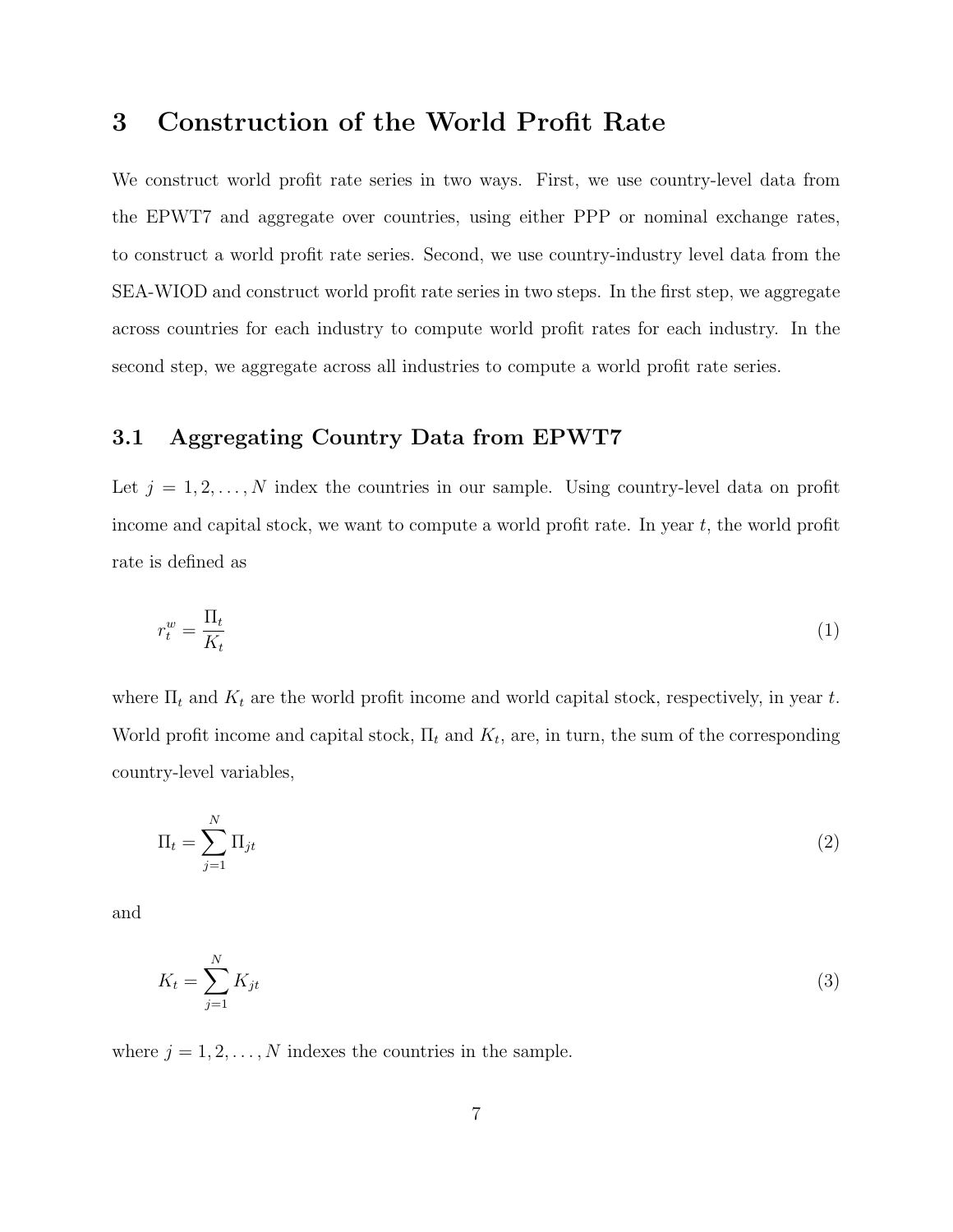# 3 Construction of the World Profit Rate

We construct world profit rate series in two ways. First, we use country-level data from the EPWT7 and aggregate over countries, using either PPP or nominal exchange rates, to construct a world profit rate series. Second, we use country-industry level data from the SEA-WIOD and construct world profit rate series in two steps. In the first step, we aggregate across countries for each industry to compute world profit rates for each industry. In the second step, we aggregate across all industries to compute a world profit rate series.

## 3.1 Aggregating Country Data from EPWT7

Let $j = 1, 2, \ldots, N$ index the countries in our sample. Using country-level data on profit income and capital stock, we want to compute a world profit rate. In year $t$, the world profit rate is defined as

$$r_t^w = \frac{\Pi_t}{K_t} \tag{1}$$

where $\Pi_t$ and $K_t$ are the world profit income and world capital stock, respectively, in year $t$. World profit income and capital stock, $\Pi_t$ and $K_t$, are, in turn, the sum of the corresponding country-level variables,

$$\Pi_t = \sum_{j=1}^{N} \Pi_{jt} \tag{2}$$

and

$$K_t = \sum_{j=1}^{N} K_{jt} \tag{3}$$

where $j = 1, 2, \ldots, N$ indexes the countries in the sample.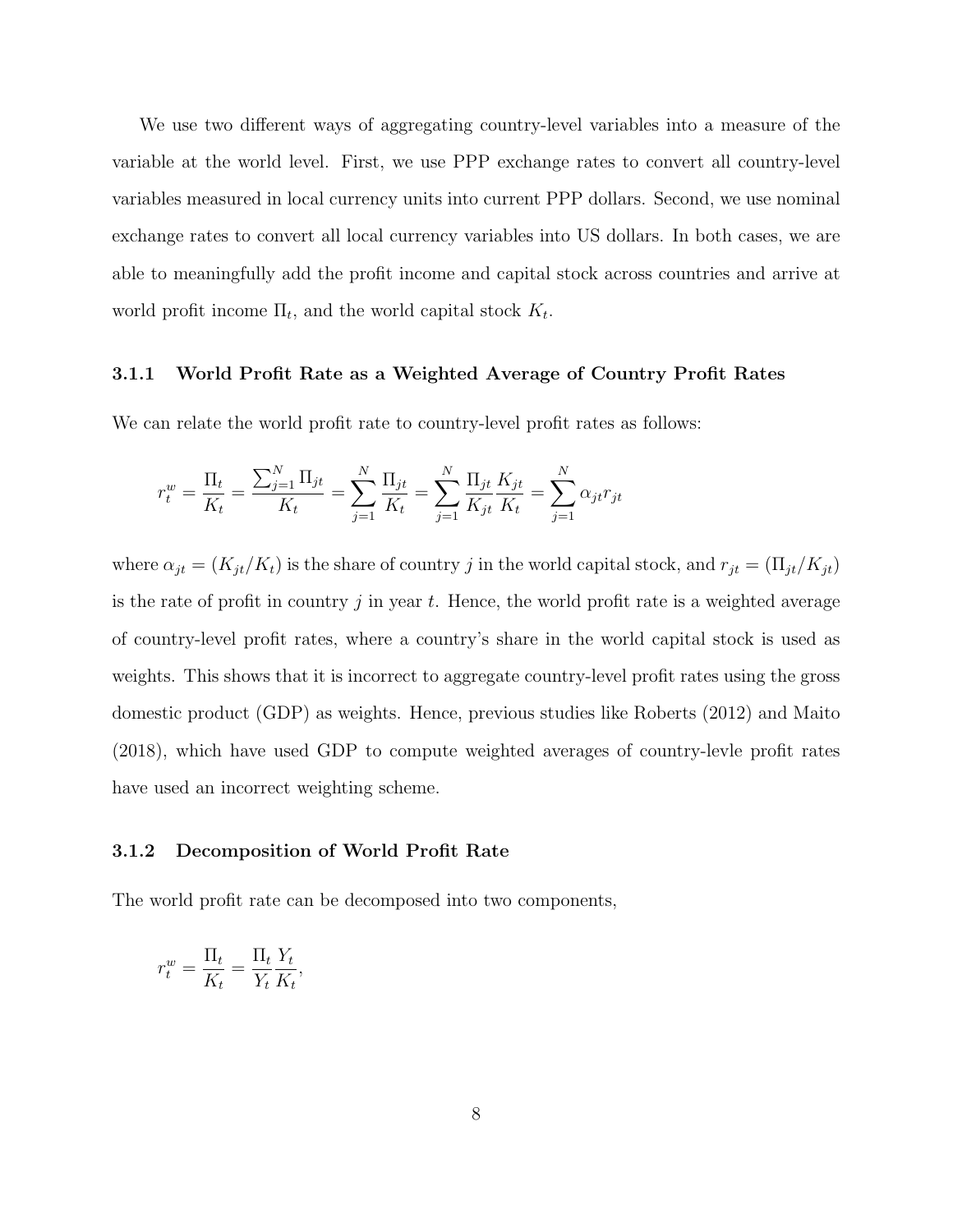We use two different ways of aggregating country-level variables into a measure of the variable at the world level. First, we use PPP exchange rates to convert all country-level variables measured in local currency units into current PPP dollars. Second, we use nominal exchange rates to convert all local currency variables into US dollars. In both cases, we are able to meaningfully add the profit income and capital stock across countries and arrive at world profit income $\Pi_t$, and the world capital stock $K_t$.

### 3.1.1 World Profit Rate as a Weighted Average of Country Profit Rates

We can relate the world profit rate to country-level profit rates as follows:

$$r_t^w = \frac{\Pi_t}{K_t} = \frac{\sum_{j=1}^{N} \Pi_{jt}}{K_t} = \sum_{j=1}^{N} \frac{\Pi_{jt}}{K_t} = \sum_{j=1}^{N} \frac{\Pi_{jt}}{K_{jt}} \frac{K_{jt}}{K_t} = \sum_{j=1}^{N} \alpha_{jt} r_{jt}$$

where $\alpha_{jt} = (K_{jt}/K_t)$ is the share of country $j$ in the world capital stock, and $r_{jt} = (\Pi_{jt}/K_{jt})$ is the rate of profit in country $j$ in year $t$. Hence, the world profit rate is a weighted average of country-level profit rates, where a country's share in the world capital stock is used as weights. This shows that it is incorrect to aggregate country-level profit rates using the gross domestic product (GDP) as weights. Hence, previous studies like Roberts (2012) and Maito (2018), which have used GDP to compute weighted averages of country-levle profit rates have used an incorrect weighting scheme.

### 3.1.2 Decomposition of World Profit Rate

The world profit rate can be decomposed into two components,

$$r_t^w = \frac{\Pi_t}{K_t} = \frac{\Pi_t}{Y_t} \frac{Y_t}{K_t},$$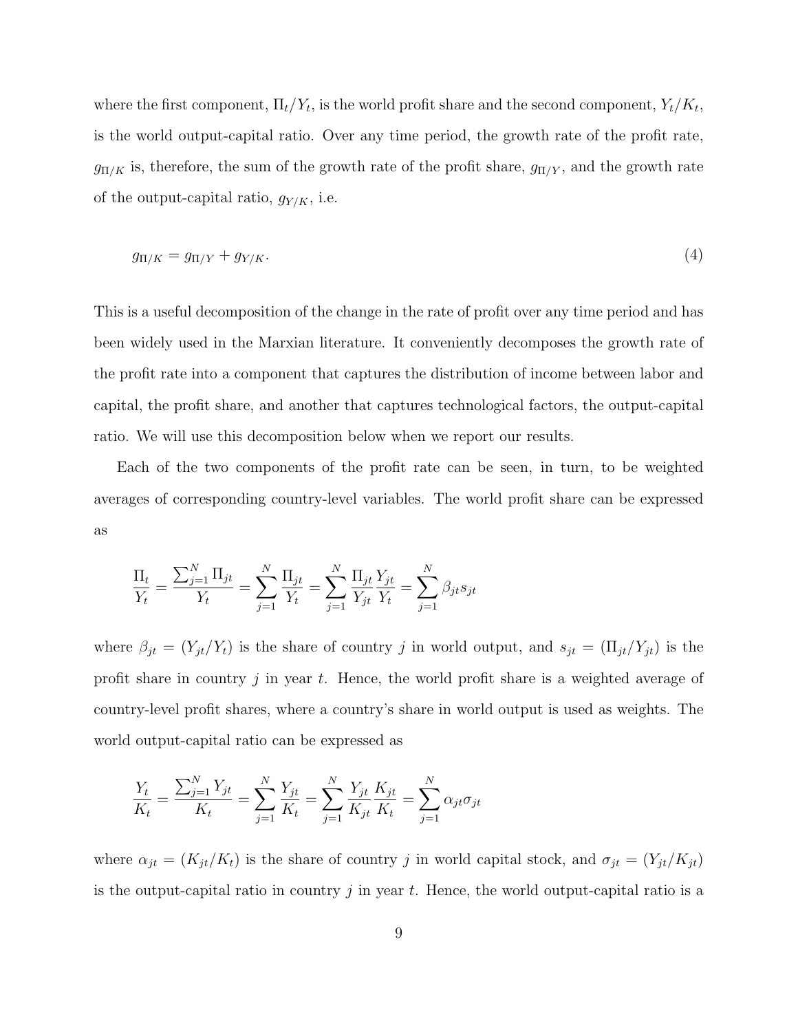where the first component, $\Pi_t/Y_t$, is the world profit share and the second component, $Y_t/K_t$, is the world output-capital ratio. Over any time period, the growth rate of the profit rate, $g_{\Pi/K}$ is, therefore, the sum of the growth rate of the profit share, $g_{\Pi/Y}$, and the growth rate of the output-capital ratio, $g_{Y/K}$, i.e.

$$g_{\Pi/K} = g_{\Pi/Y} + g_{Y/K}. \tag{4}$$

This is a useful decomposition of the change in the rate of profit over any time period and has been widely used in the Marxian literature. It conveniently decomposes the growth rate of the profit rate into a component that captures the distribution of income between labor and capital, the profit share, and another that captures technological factors, the output-capital ratio. We will use this decomposition below when we report our results.

Each of the two components of the profit rate can be seen, in turn, to be weighted averages of corresponding country-level variables. The world profit share can be expressed as

$$\frac{\Pi_t}{Y_t} = \frac{\sum_{j=1}^{N} \Pi_{jt}}{Y_t} = \sum_{j=1}^{N} \frac{\Pi_{jt}}{Y_t} = \sum_{j=1}^{N} \frac{\Pi_{jt}}{Y_{jt}} \frac{Y_{jt}}{Y_t} = \sum_{j=1}^{N} \beta_{jt} s_{jt}$$

where $\beta_{jt} = (Y_{jt}/Y_t)$ is the share of country $j$ in world output, and $s_{jt} = (\Pi_{jt}/Y_{jt})$ is the profit share in country $j$ in year $t$. Hence, the world profit share is a weighted average of country-level profit shares, where a country's share in world output is used as weights. The world output-capital ratio can be expressed as

$$\frac{Y_t}{K_t} = \frac{\sum_{j=1}^{N} Y_{jt}}{K_t} = \sum_{j=1}^{N} \frac{Y_{jt}}{K_t} = \sum_{j=1}^{N} \frac{Y_{jt}}{K_{jt}} \frac{K_{jt}}{K_t} = \sum_{j=1}^{N} \alpha_{jt} \sigma_{jt}$$

where $\alpha_{jt} = (K_{jt}/K_t)$ is the share of country $j$ in world capital stock, and $\sigma_{jt} = (Y_{jt}/K_{jt})$ is the output-capital ratio in country $j$ in year $t$. Hence, the world output-capital ratio is a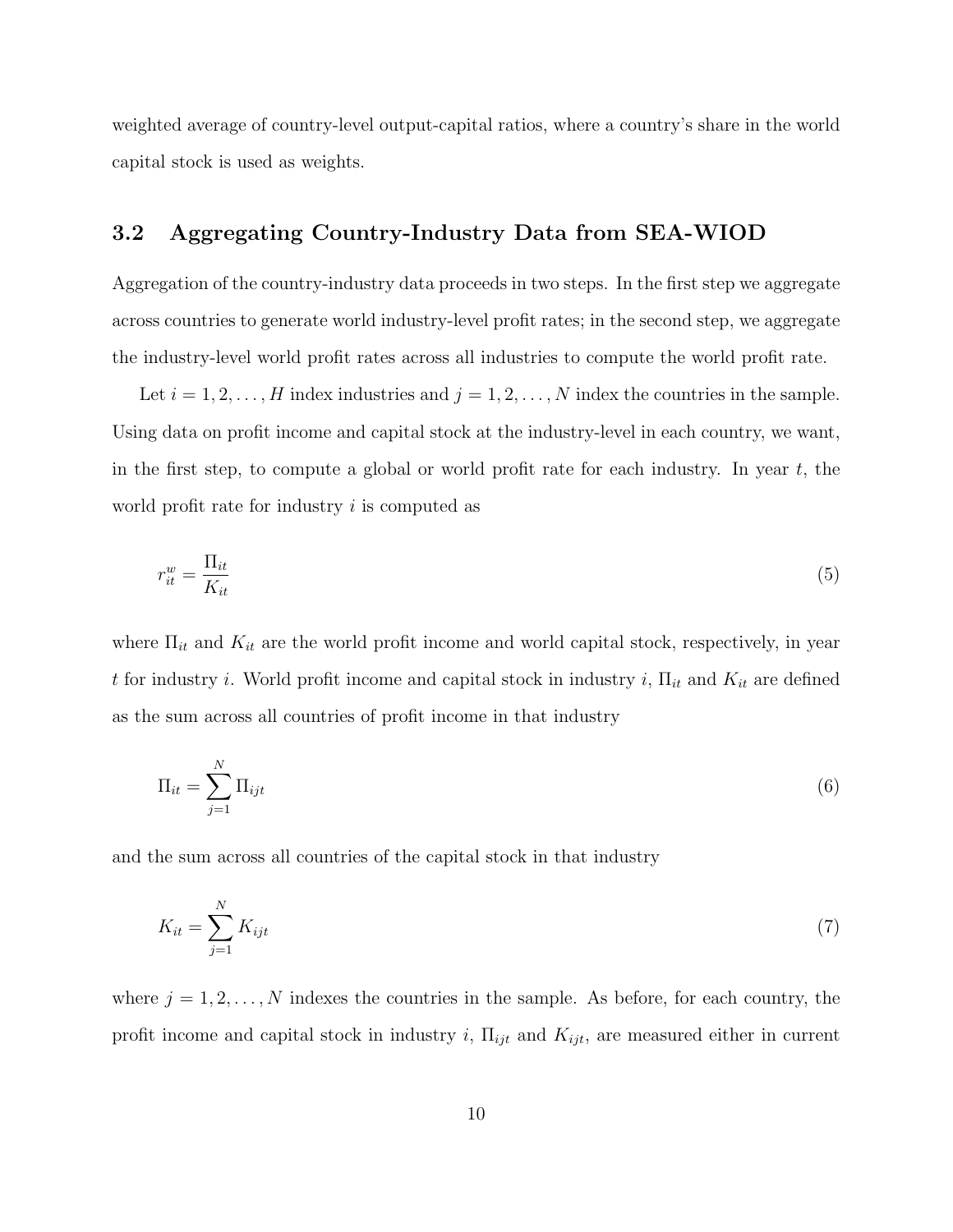weighted average of country-level output-capital ratios, where a country's share in the world capital stock is used as weights.

## 3.2 Aggregating Country-Industry Data from SEA-WIOD

Aggregation of the country-industry data proceeds in two steps. In the first step we aggregate across countries to generate world industry-level profit rates; in the second step, we aggregate the industry-level world profit rates across all industries to compute the world profit rate.

Let $i = 1, 2, \ldots, H$ index industries and $j = 1, 2, \ldots, N$ index the countries in the sample. Using data on profit income and capital stock at the industry-level in each country, we want, in the first step, to compute a global or world profit rate for each industry. In year $t$, the world profit rate for industry $i$ is computed as

$$r_{it}^{w} = \frac{\Pi_{it}}{K_{it}} \tag{5}$$

where $\Pi_{it}$ and $K_{it}$ are the world profit income and world capital stock, respectively, in year $t$ for industry $i$. World profit income and capital stock in industry $i$, $\Pi_{it}$ and $K_{it}$ are defined as the sum across all countries of profit income in that industry

$$\Pi_{it} = \sum_{j=1}^{N} \Pi_{ijt} \tag{6}$$

and the sum across all countries of the capital stock in that industry

$$K_{it} = \sum_{j=1}^{N} K_{ijt} \tag{7}$$

where $j = 1, 2, \ldots, N$ indexes the countries in the sample. As before, for each country, the profit income and capital stock in industry $i$, $\Pi_{ijt}$ and $K_{ijt}$, are measured either in current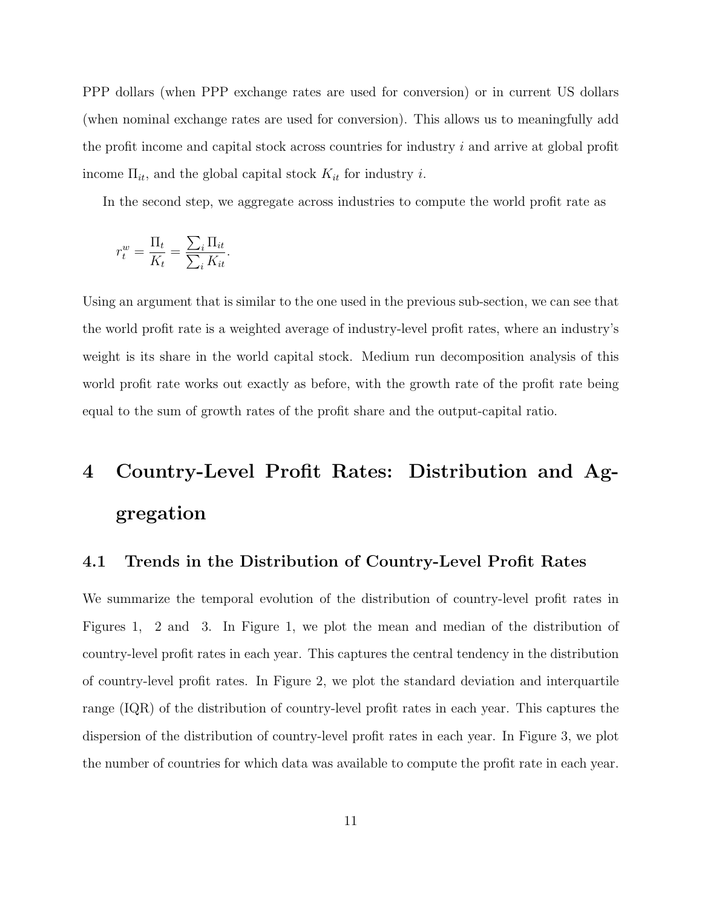PPP dollars (when PPP exchange rates are used for conversion) or in current US dollars (when nominal exchange rates are used for conversion). This allows us to meaningfully add the profit income and capital stock across countries for industry $i$ and arrive at global profit income $\Pi_{it}$, and the global capital stock $K_{it}$ for industry $i$.

In the second step, we aggregate across industries to compute the world profit rate as

$$r_t^w = \frac{\Pi_t}{K_t} = \frac{\sum_i \Pi_{it}}{\sum_i K_{it}}.$$

Using an argument that is similar to the one used in the previous sub-section, we can see that the world profit rate is a weighted average of industry-level profit rates, where an industry's weight is its share in the world capital stock. Medium run decomposition analysis of this world profit rate works out exactly as before, with the growth rate of the profit rate being equal to the sum of growth rates of the profit share and the output-capital ratio.

# 4 Country-Level Profit Rates: Distribution and Aggregation

## 4.1 Trends in the Distribution of Country-Level Profit Rates

We summarize the temporal evolution of the distribution of country-level profit rates in Figures 1, 2 and 3. In Figure 1, we plot the mean and median of the distribution of country-level profit rates in each year. This captures the central tendency in the distribution of country-level profit rates. In Figure 2, we plot the standard deviation and interquartile range (IQR) of the distribution of country-level profit rates in each year. This captures the dispersion of the distribution of country-level profit rates in each year. In Figure 3, we plot the number of countries for which data was available to compute the profit rate in each year.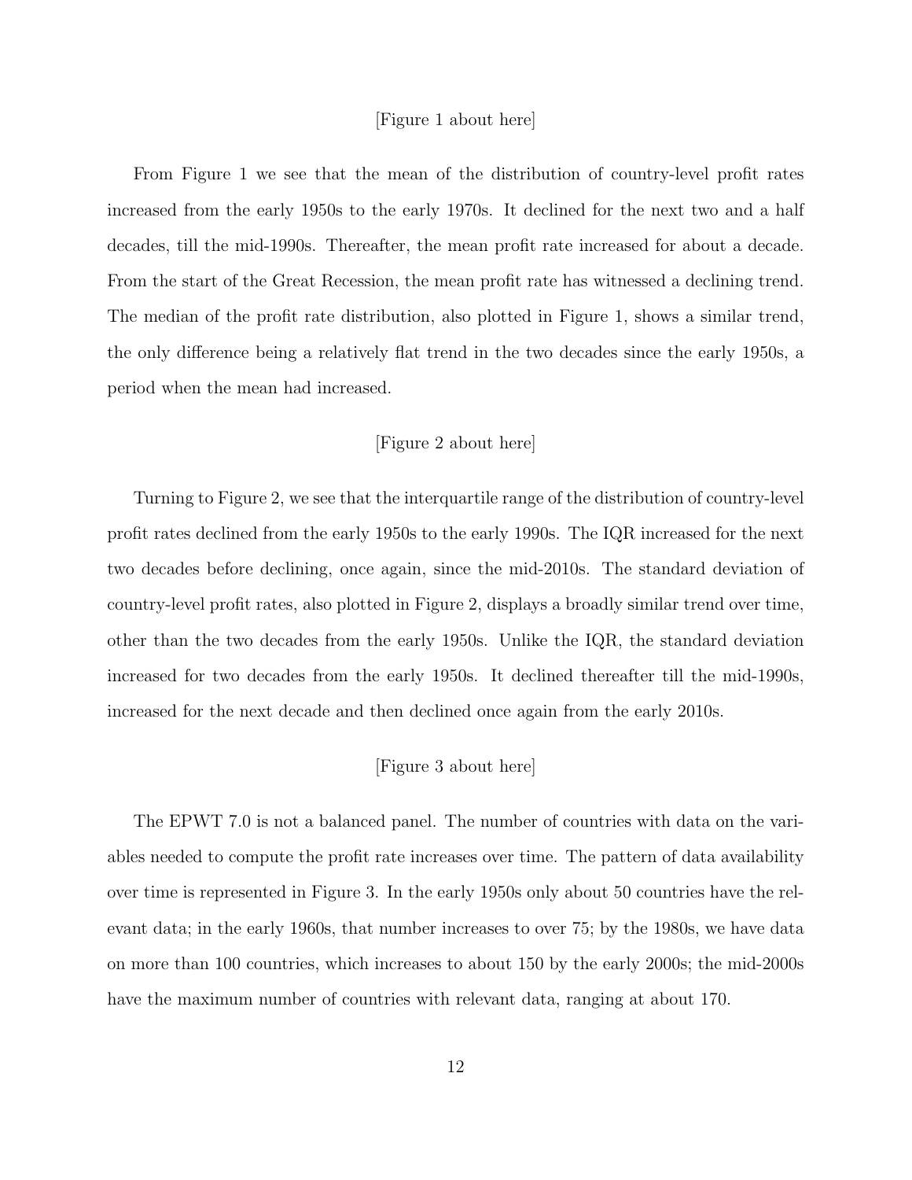[Figure 1 about here]

From Figure 1 we see that the mean of the distribution of country-level profit rates increased from the early 1950s to the early 1970s. It declined for the next two and a half decades, till the mid-1990s. Thereafter, the mean profit rate increased for about a decade. From the start of the Great Recession, the mean profit rate has witnessed a declining trend. The median of the profit rate distribution, also plotted in Figure 1, shows a similar trend, the only difference being a relatively flat trend in the two decades since the early 1950s, a period when the mean had increased.

[Figure 2 about here]

Turning to Figure 2, we see that the interquartile range of the distribution of country-level profit rates declined from the early 1950s to the early 1990s. The IQR increased for the next two decades before declining, once again, since the mid-2010s. The standard deviation of country-level profit rates, also plotted in Figure 2, displays a broadly similar trend over time, other than the two decades from the early 1950s. Unlike the IQR, the standard deviation increased for two decades from the early 1950s. It declined thereafter till the mid-1990s, increased for the next decade and then declined once again from the early 2010s.

[Figure 3 about here]

The EPWT 7.0 is not a balanced panel. The number of countries with data on the variables needed to compute the profit rate increases over time. The pattern of data availability over time is represented in Figure 3. In the early 1950s only about 50 countries have the relevant data; in the early 1960s, that number increases to over 75; by the 1980s, we have data on more than 100 countries, which increases to about 150 by the early 2000s; the mid-2000s have the maximum number of countries with relevant data, ranging at about 170.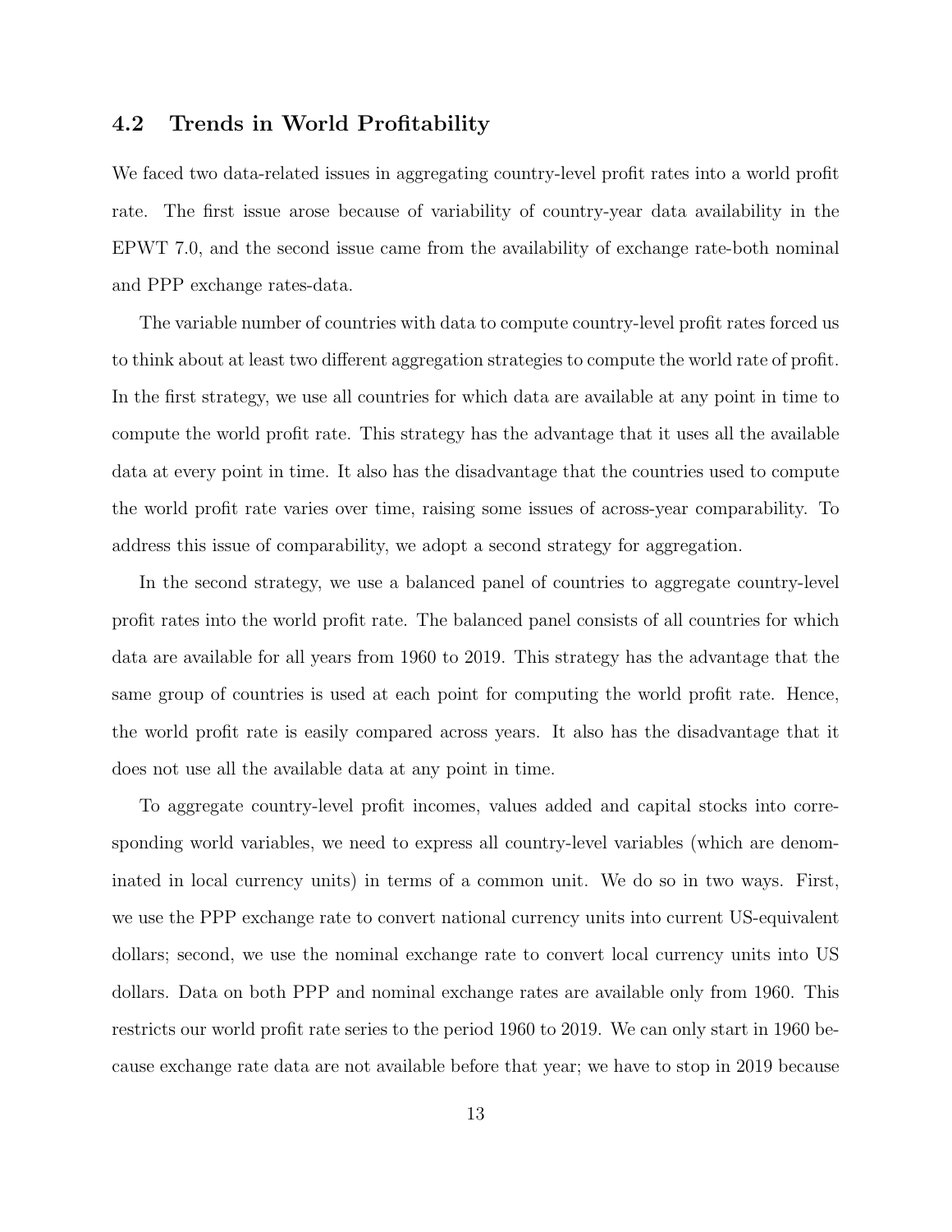### 4.2 Trends in World Profitability

We faced two data-related issues in aggregating country-level profit rates into a world profit rate. The first issue arose because of variability of country-year data availability in the EPWT 7.0, and the second issue came from the availability of exchange rate-both nominal and PPP exchange rates-data.

The variable number of countries with data to compute country-level profit rates forced us to think about at least two different aggregation strategies to compute the world rate of profit. In the first strategy, we use all countries for which data are available at any point in time to compute the world profit rate. This strategy has the advantage that it uses all the available data at every point in time. It also has the disadvantage that the countries used to compute the world profit rate varies over time, raising some issues of across-year comparability. To address this issue of comparability, we adopt a second strategy for aggregation.

In the second strategy, we use a balanced panel of countries to aggregate country-level profit rates into the world profit rate. The balanced panel consists of all countries for which data are available for all years from 1960 to 2019. This strategy has the advantage that the same group of countries is used at each point for computing the world profit rate. Hence, the world profit rate is easily compared across years. It also has the disadvantage that it does not use all the available data at any point in time.

To aggregate country-level profit incomes, values added and capital stocks into corresponding world variables, we need to express all country-level variables (which are denominated in local currency units) in terms of a common unit. We do so in two ways. First, we use the PPP exchange rate to convert national currency units into current US-equivalent dollars; second, we use the nominal exchange rate to convert local currency units into US dollars. Data on both PPP and nominal exchange rates are available only from 1960. This restricts our world profit rate series to the period 1960 to 2019. We can only start in 1960 because exchange rate data are not available before that year; we have to stop in 2019 because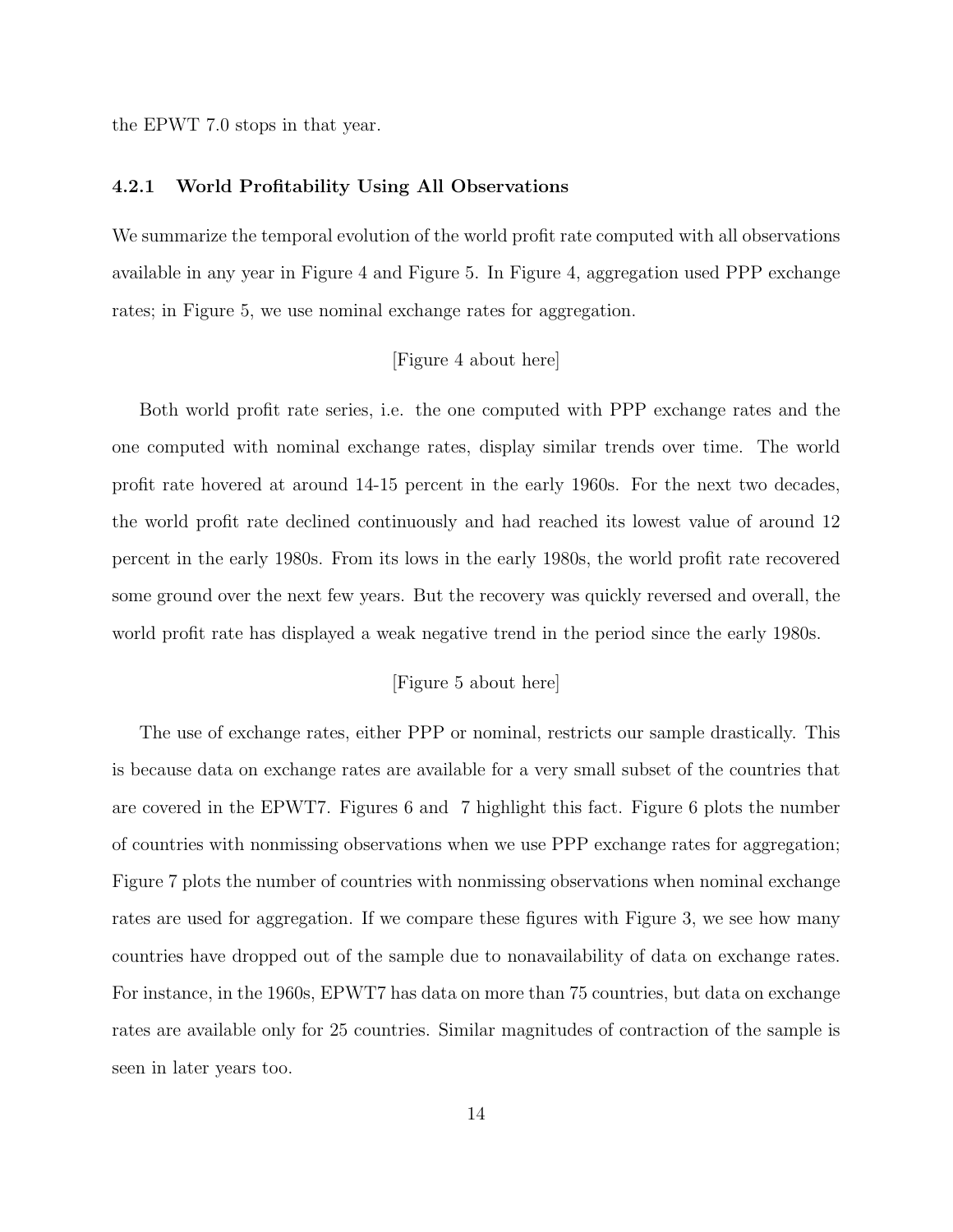the EPWT 7.0 stops in that year.

### 4.2.1 World Profitability Using All Observations

We summarize the temporal evolution of the world profit rate computed with all observations available in any year in Figure 4 and Figure 5. In Figure 4, aggregation used PPP exchange rates; in Figure 5, we use nominal exchange rates for aggregation.

[Figure 4 about here]

Both world profit rate series, i.e. the one computed with PPP exchange rates and the one computed with nominal exchange rates, display similar trends over time. The world profit rate hovered at around 14-15 percent in the early 1960s. For the next two decades, the world profit rate declined continuously and had reached its lowest value of around 12 percent in the early 1980s. From its lows in the early 1980s, the world profit rate recovered some ground over the next few years. But the recovery was quickly reversed and overall, the world profit rate has displayed a weak negative trend in the period since the early 1980s.

[Figure 5 about here]

The use of exchange rates, either PPP or nominal, restricts our sample drastically. This is because data on exchange rates are available for a very small subset of the countries that are covered in the EPWT7. Figures 6 and 7 highlight this fact. Figure 6 plots the number of countries with nonmissing observations when we use PPP exchange rates for aggregation; Figure 7 plots the number of countries with nonmissing observations when nominal exchange rates are used for aggregation. If we compare these figures with Figure 3, we see how many countries have dropped out of the sample due to nonavailability of data on exchange rates. For instance, in the 1960s, EPWT7 has data on more than 75 countries, but data on exchange rates are available only for 25 countries. Similar magnitudes of contraction of the sample is seen in later years too.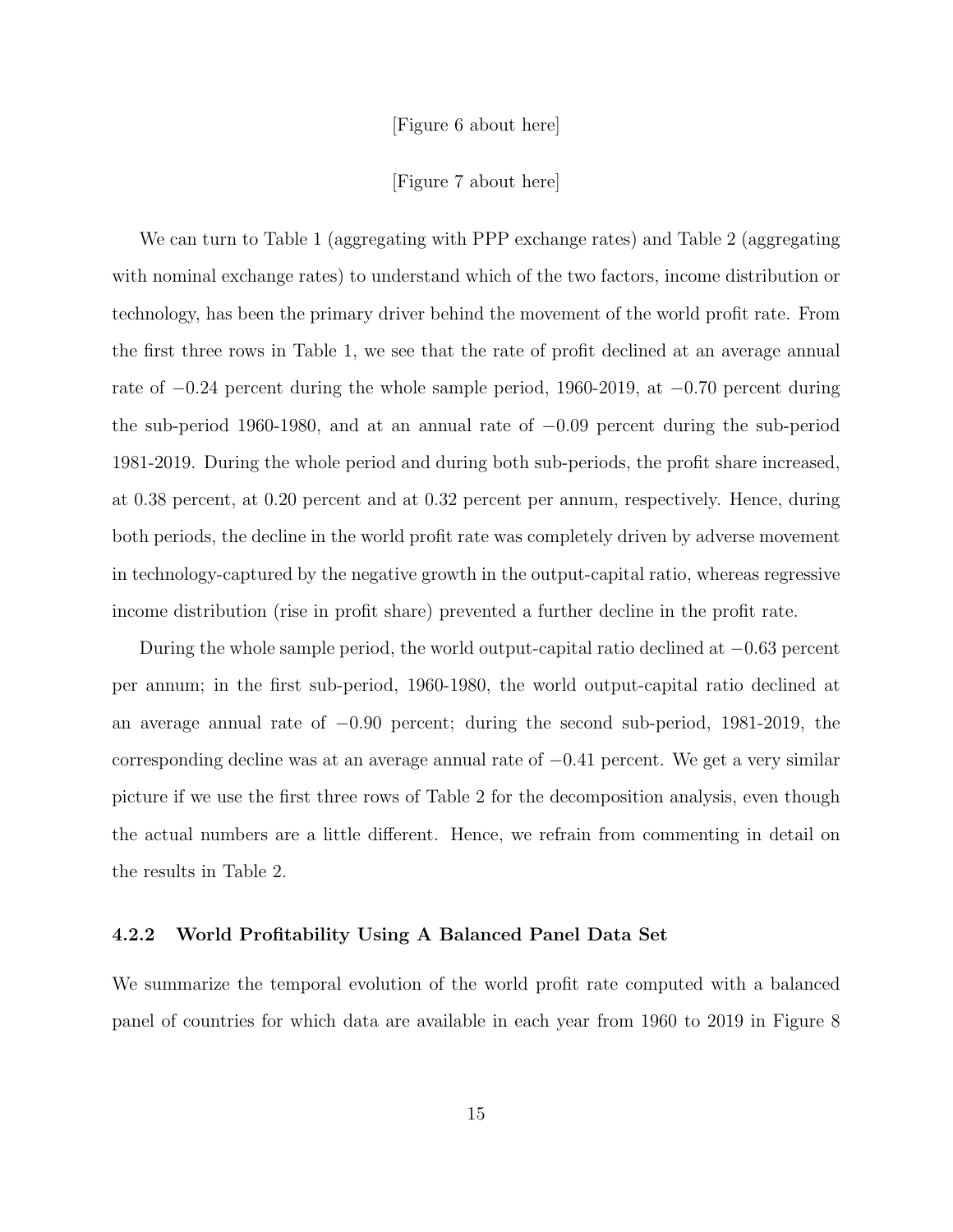[Figure 6 about here]

[Figure 7 about here]

We can turn to Table 1 (aggregating with PPP exchange rates) and Table 2 (aggregating with nominal exchange rates) to understand which of the two factors, income distribution or technology, has been the primary driver behind the movement of the world profit rate. From the first three rows in Table 1, we see that the rate of profit declined at an average annual rate of $-0.24$ percent during the whole sample period, 1960-2019, at $-0.70$ percent during the sub-period 1960-1980, and at an annual rate of $-0.09$ percent during the sub-period 1981-2019. During the whole period and during both sub-periods, the profit share increased, at 0.38 percent, at 0.20 percent and at 0.32 percent per annum, respectively. Hence, during both periods, the decline in the world profit rate was completely driven by adverse movement in technology-captured by the negative growth in the output-capital ratio, whereas regressive income distribution (rise in profit share) prevented a further decline in the profit rate.

During the whole sample period, the world output-capital ratio declined at $-0.63$ percent per annum; in the first sub-period, 1960-1980, the world output-capital ratio declined at an average annual rate of $-0.90$ percent; during the second sub-period, 1981-2019, the corresponding decline was at an average annual rate of $-0.41$ percent. We get a very similar picture if we use the first three rows of Table 2 for the decomposition analysis, even though the actual numbers are a little different. Hence, we refrain from commenting in detail on the results in Table 2.

### 4.2.2 World Profitability Using A Balanced Panel Data Set

We summarize the temporal evolution of the world profit rate computed with a balanced panel of countries for which data are available in each year from 1960 to 2019 in Figure 8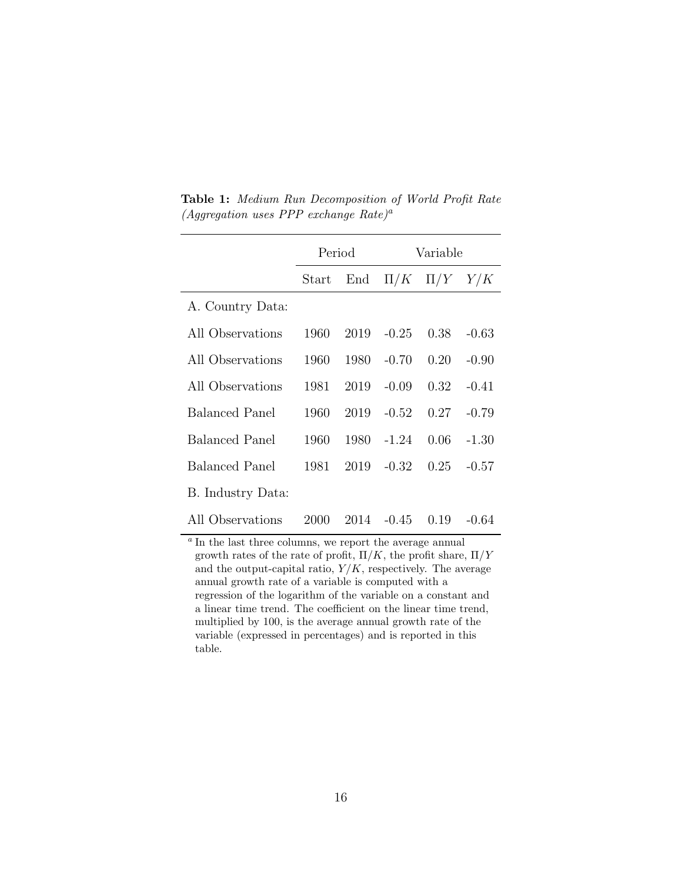**Table 1:** *Medium Run Decomposition of World Profit Rate (Aggregation uses PPP exchange Rate)*[a]

| | Period | | Variable | | |
|---|---|---|---|---|---|
| | Start | End | $\Pi/K$ | $\Pi/Y$ | $Y/K$ |
| A. Country Data: | | | | | |
| All Observations | 1960 | 2019 | -0.25 | 0.38 | -0.63 |
| All Observations | 1960 | 1980 | -0.70 | 0.20 | -0.90 |
| All Observations | 1981 | 2019 | -0.09 | 0.32 | -0.41 |
| Balanced Panel | 1960 | 2019 | -0.52 | 0.27 | -0.79 |
| Balanced Panel | 1960 | 1980 | -1.24 | 0.06 | -1.30 |
| Balanced Panel | 1981 | 2019 | -0.32 | 0.25 | -0.57 |
| B. Industry Data: | | | | | |
| All Observations | 2000 | 2014 | -0.45 | 0.19 | -0.64 |

[a] In the last three columns, we report the average annual growth rates of the rate of profit, $\Pi/K$, the profit share, $\Pi/Y$ and the output-capital ratio, $Y/K$, respectively. The average annual growth rate of a variable is computed with a regression of the logarithm of the variable on a constant and a linear time trend. The coefficient on the linear time trend, multiplied by 100, is the average annual growth rate of the variable (expressed in percentages) and is reported in this table.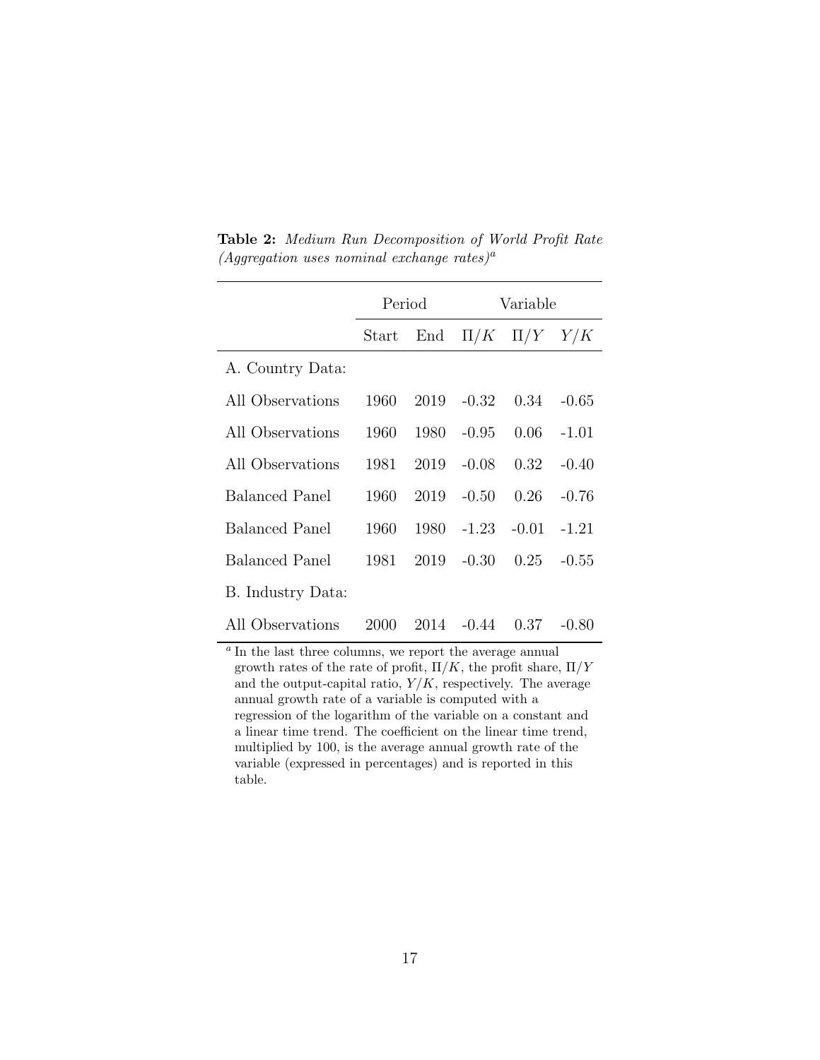**Table 2:** *Medium Run Decomposition of World Profit Rate (Aggregation uses nominal exchange rates)*[a]

| | Period | | Variable | | |
|---|---|---|---|---|---|
| | Start | End | $\Pi/K$ | $\Pi/Y$ | $Y/K$ |
| A. Country Data: | | | | | |
| All Observations | 1960 | 2019 | -0.32 | 0.34 | -0.65 |
| All Observations | 1960 | 1980 | -0.95 | 0.06 | -1.01 |
| All Observations | 1981 | 2019 | -0.08 | 0.32 | -0.40 |
| Balanced Panel | 1960 | 2019 | -0.50 | 0.26 | -0.76 |
| Balanced Panel | 1960 | 1980 | -1.23 | -0.01 | -1.21 |
| Balanced Panel | 1981 | 2019 | -0.30 | 0.25 | -0.55 |
| B. Industry Data: | | | | | |
| All Observations | 2000 | 2014 | -0.44 | 0.37 | -0.80 |

[a] In the last three columns, we report the average annual growth rates of the rate of profit, $\Pi/K$, the profit share, $\Pi/Y$ and the output-capital ratio, $Y/K$, respectively. The average annual growth rate of a variable is computed with a regression of the logarithm of the variable on a constant and a linear time trend. The coefficient on the linear time trend, multiplied by 100, is the average annual growth rate of the variable (expressed in percentages) and is reported in this table.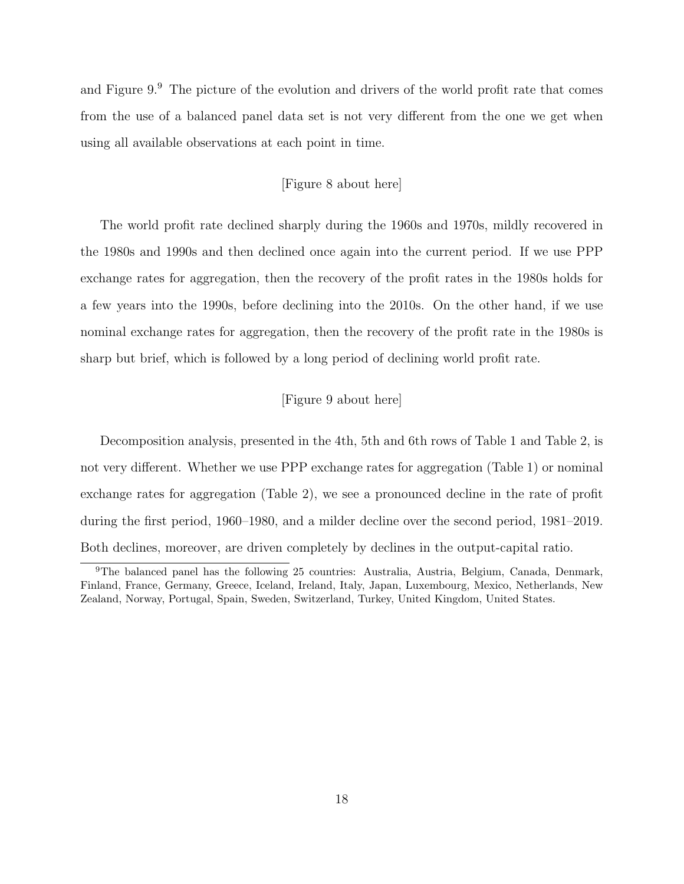and Figure 9.[9] The picture of the evolution and drivers of the world profit rate that comes from the use of a balanced panel data set is not very different from the one we get when using all available observations at each point in time.

[Figure 8 about here]

The world profit rate declined sharply during the 1960s and 1970s, mildly recovered in the 1980s and 1990s and then declined once again into the current period. If we use PPP exchange rates for aggregation, then the recovery of the profit rates in the 1980s holds for a few years into the 1990s, before declining into the 2010s. On the other hand, if we use nominal exchange rates for aggregation, then the recovery of the profit rate in the 1980s is sharp but brief, which is followed by a long period of declining world profit rate.

[Figure 9 about here]

Decomposition analysis, presented in the 4th, 5th and 6th rows of Table 1 and Table 2, is not very different. Whether we use PPP exchange rates for aggregation (Table 1) or nominal exchange rates for aggregation (Table 2), we see a pronounced decline in the rate of profit during the first period, 1960–1980, and a milder decline over the second period, 1981–2019. Both declines, moreover, are driven completely by declines in the output-capital ratio.

[9] The balanced panel has the following 25 countries: Australia, Austria, Belgium, Canada, Denmark, Finland, France, Germany, Greece, Iceland, Ireland, Italy, Japan, Luxembourg, Mexico, Netherlands, New Zealand, Norway, Portugal, Spain, Sweden, Switzerland, Turkey, United Kingdom, United States.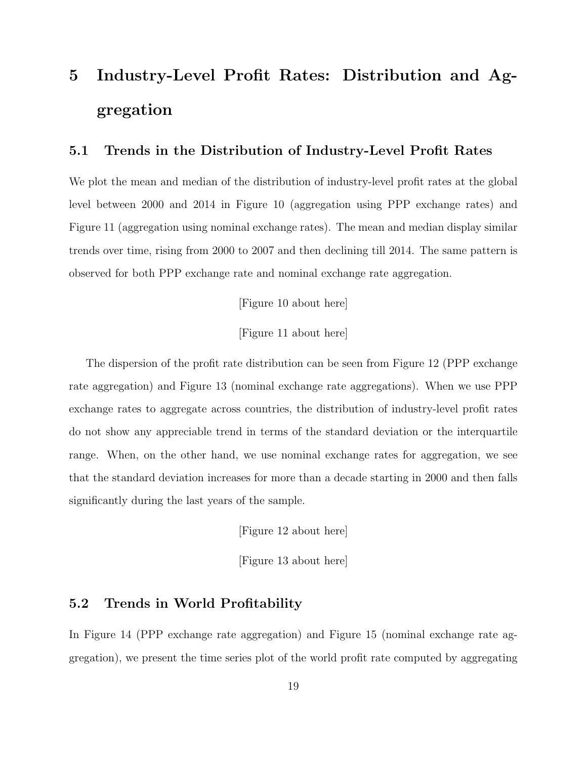# 5 Industry-Level Profit Rates: Distribution and Aggregation

## 5.1 Trends in the Distribution of Industry-Level Profit Rates

We plot the mean and median of the distribution of industry-level profit rates at the global level between 2000 and 2014 in Figure 10 (aggregation using PPP exchange rates) and Figure 11 (aggregation using nominal exchange rates). The mean and median display similar trends over time, rising from 2000 to 2007 and then declining till 2014. The same pattern is observed for both PPP exchange rate and nominal exchange rate aggregation.

[Figure 10 about here]

[Figure 11 about here]

The dispersion of the profit rate distribution can be seen from Figure 12 (PPP exchange rate aggregation) and Figure 13 (nominal exchange rate aggregations). When we use PPP exchange rates to aggregate across countries, the distribution of industry-level profit rates do not show any appreciable trend in terms of the standard deviation or the interquartile range. When, on the other hand, we use nominal exchange rates for aggregation, we see that the standard deviation increases for more than a decade starting in 2000 and then falls significantly during the last years of the sample.

[Figure 12 about here]

[Figure 13 about here]

## 5.2 Trends in World Profitability

In Figure 14 (PPP exchange rate aggregation) and Figure 15 (nominal exchange rate aggregation), we present the time series plot of the world profit rate computed by aggregating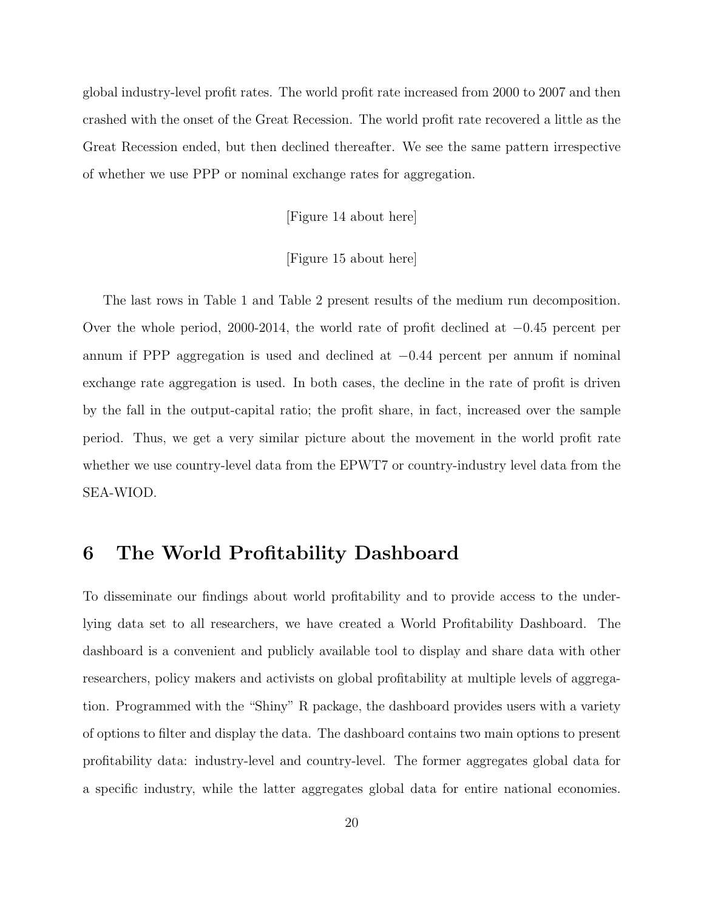global industry-level profit rates. The world profit rate increased from 2000 to 2007 and then crashed with the onset of the Great Recession. The world profit rate recovered a little as the Great Recession ended, but then declined thereafter. We see the same pattern irrespective of whether we use PPP or nominal exchange rates for aggregation.

[Figure 14 about here]

[Figure 15 about here]

The last rows in Table 1 and Table 2 present results of the medium run decomposition. Over the whole period, 2000-2014, the world rate of profit declined at $-0.45$ percent per annum if PPP aggregation is used and declined at $-0.44$ percent per annum if nominal exchange rate aggregation is used. In both cases, the decline in the rate of profit is driven by the fall in the output-capital ratio; the profit share, in fact, increased over the sample period. Thus, we get a very similar picture about the movement in the world profit rate whether we use country-level data from the EPWT7 or country-industry level data from the SEA-WIOD.

# 6 The World Profitability Dashboard

To disseminate our findings about world profitability and to provide access to the underlying data set to all researchers, we have created a World Profitability Dashboard. The dashboard is a convenient and publicly available tool to display and share data with other researchers, policy makers and activists on global profitability at multiple levels of aggregation. Programmed with the "Shiny" R package, the dashboard provides users with a variety of options to filter and display the data. The dashboard contains two main options to present profitability data: industry-level and country-level. The former aggregates global data for a specific industry, while the latter aggregates global data for entire national economies.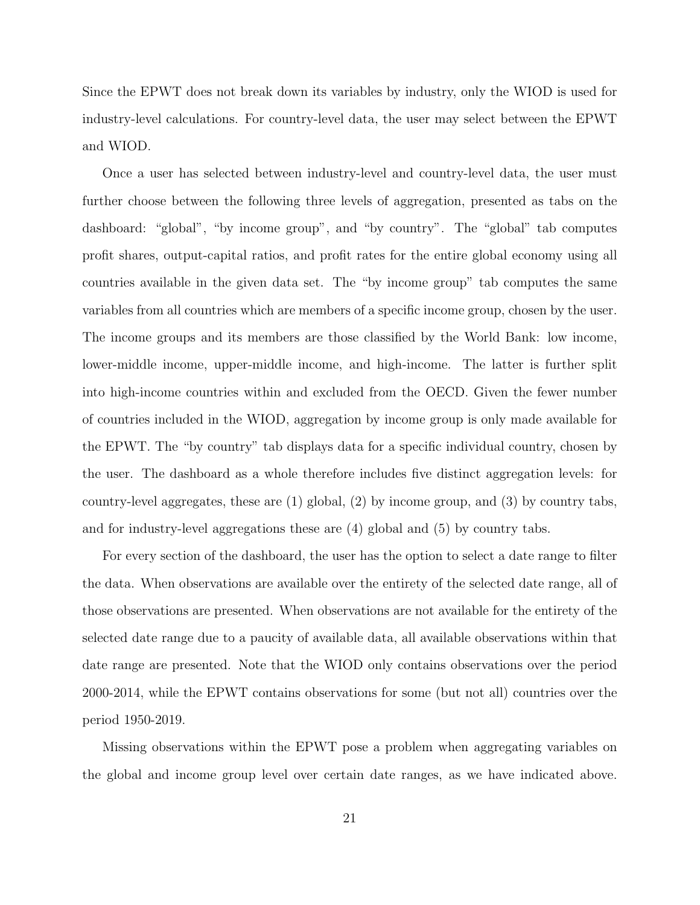Since the EPWT does not break down its variables by industry, only the WIOD is used for industry-level calculations. For country-level data, the user may select between the EPWT and WIOD.

Once a user has selected between industry-level and country-level data, the user must further choose between the following three levels of aggregation, presented as tabs on the dashboard: "global", "by income group", and "by country". The "global" tab computes profit shares, output-capital ratios, and profit rates for the entire global economy using all countries available in the given data set. The "by income group" tab computes the same variables from all countries which are members of a specific income group, chosen by the user. The income groups and its members are those classified by the World Bank: low income, lower-middle income, upper-middle income, and high-income. The latter is further split into high-income countries within and excluded from the OECD. Given the fewer number of countries included in the WIOD, aggregation by income group is only made available for the EPWT. The "by country" tab displays data for a specific individual country, chosen by the user. The dashboard as a whole therefore includes five distinct aggregation levels: for country-level aggregates, these are (1) global, (2) by income group, and (3) by country tabs, and for industry-level aggregations these are (4) global and (5) by country tabs.

For every section of the dashboard, the user has the option to select a date range to filter the data. When observations are available over the entirety of the selected date range, all of those observations are presented. When observations are not available for the entirety of the selected date range due to a paucity of available data, all available observations within that date range are presented. Note that the WIOD only contains observations over the period 2000-2014, while the EPWT contains observations for some (but not all) countries over the period 1950-2019.

Missing observations within the EPWT pose a problem when aggregating variables on the global and income group level over certain date ranges, as we have indicated above.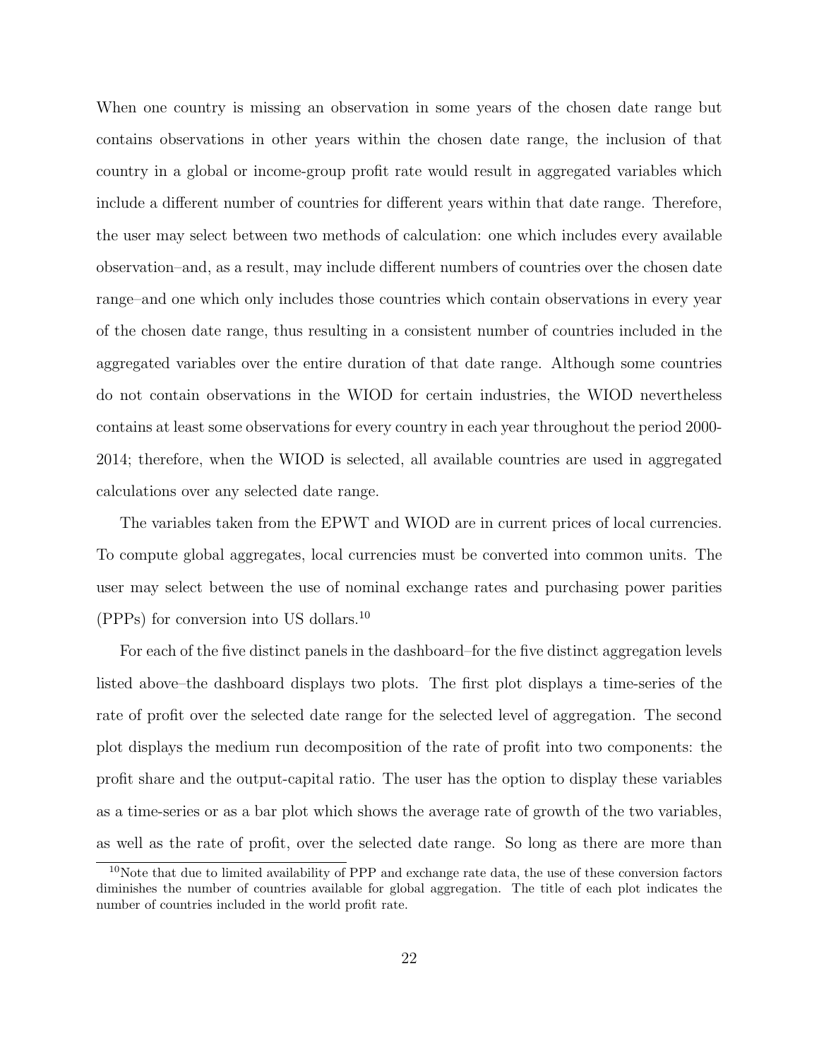When one country is missing an observation in some years of the chosen date range but contains observations in other years within the chosen date range, the inclusion of that country in a global or income-group profit rate would result in aggregated variables which include a different number of countries for different years within that date range. Therefore, the user may select between two methods of calculation: one which includes every available observation–and, as a result, may include different numbers of countries over the chosen date range–and one which only includes those countries which contain observations in every year of the chosen date range, thus resulting in a consistent number of countries included in the aggregated variables over the entire duration of that date range. Although some countries do not contain observations in the WIOD for certain industries, the WIOD nevertheless contains at least some observations for every country in each year throughout the period 2000-2014; therefore, when the WIOD is selected, all available countries are used in aggregated calculations over any selected date range.

The variables taken from the EPWT and WIOD are in current prices of local currencies. To compute global aggregates, local currencies must be converted into common units. The user may select between the use of nominal exchange rates and purchasing power parities (PPPs) for conversion into US dollars.[10]

For each of the five distinct panels in the dashboard–for the five distinct aggregation levels listed above–the dashboard displays two plots. The first plot displays a time-series of the rate of profit over the selected date range for the selected level of aggregation. The second plot displays the medium run decomposition of the rate of profit into two components: the profit share and the output-capital ratio. The user has the option to display these variables as a time-series or as a bar plot which shows the average rate of growth of the two variables, as well as the rate of profit, over the selected date range. So long as there are more than

[10] Note that due to limited availability of PPP and exchange rate data, the use of these conversion factors diminishes the number of countries available for global aggregation. The title of each plot indicates the number of countries included in the world profit rate.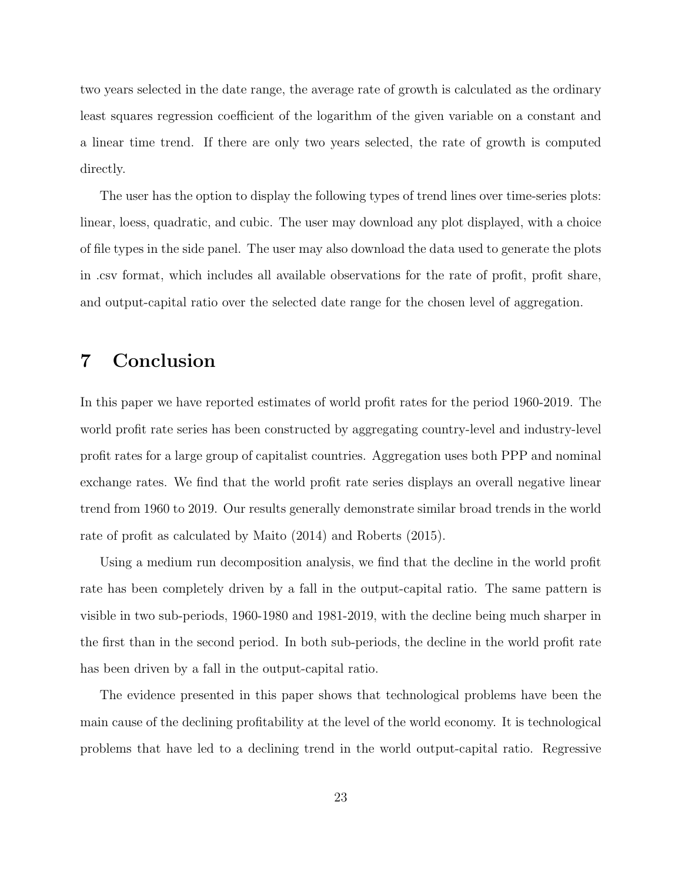two years selected in the date range, the average rate of growth is calculated as the ordinary least squares regression coefficient of the logarithm of the given variable on a constant and a linear time trend. If there are only two years selected, the rate of growth is computed directly.

The user has the option to display the following types of trend lines over time-series plots: linear, loess, quadratic, and cubic. The user may download any plot displayed, with a choice of file types in the side panel. The user may also download the data used to generate the plots in .csv format, which includes all available observations for the rate of profit, profit share, and output-capital ratio over the selected date range for the chosen level of aggregation.

# 7 Conclusion

In this paper we have reported estimates of world profit rates for the period 1960-2019. The world profit rate series has been constructed by aggregating country-level and industry-level profit rates for a large group of capitalist countries. Aggregation uses both PPP and nominal exchange rates. We find that the world profit rate series displays an overall negative linear trend from 1960 to 2019. Our results generally demonstrate similar broad trends in the world rate of profit as calculated by Maito (2014) and Roberts (2015).

Using a medium run decomposition analysis, we find that the decline in the world profit rate has been completely driven by a fall in the output-capital ratio. The same pattern is visible in two sub-periods, 1960-1980 and 1981-2019, with the decline being much sharper in the first than in the second period. In both sub-periods, the decline in the world profit rate has been driven by a fall in the output-capital ratio.

The evidence presented in this paper shows that technological problems have been the main cause of the declining profitability at the level of the world economy. It is technological problems that have led to a declining trend in the world output-capital ratio. Regressive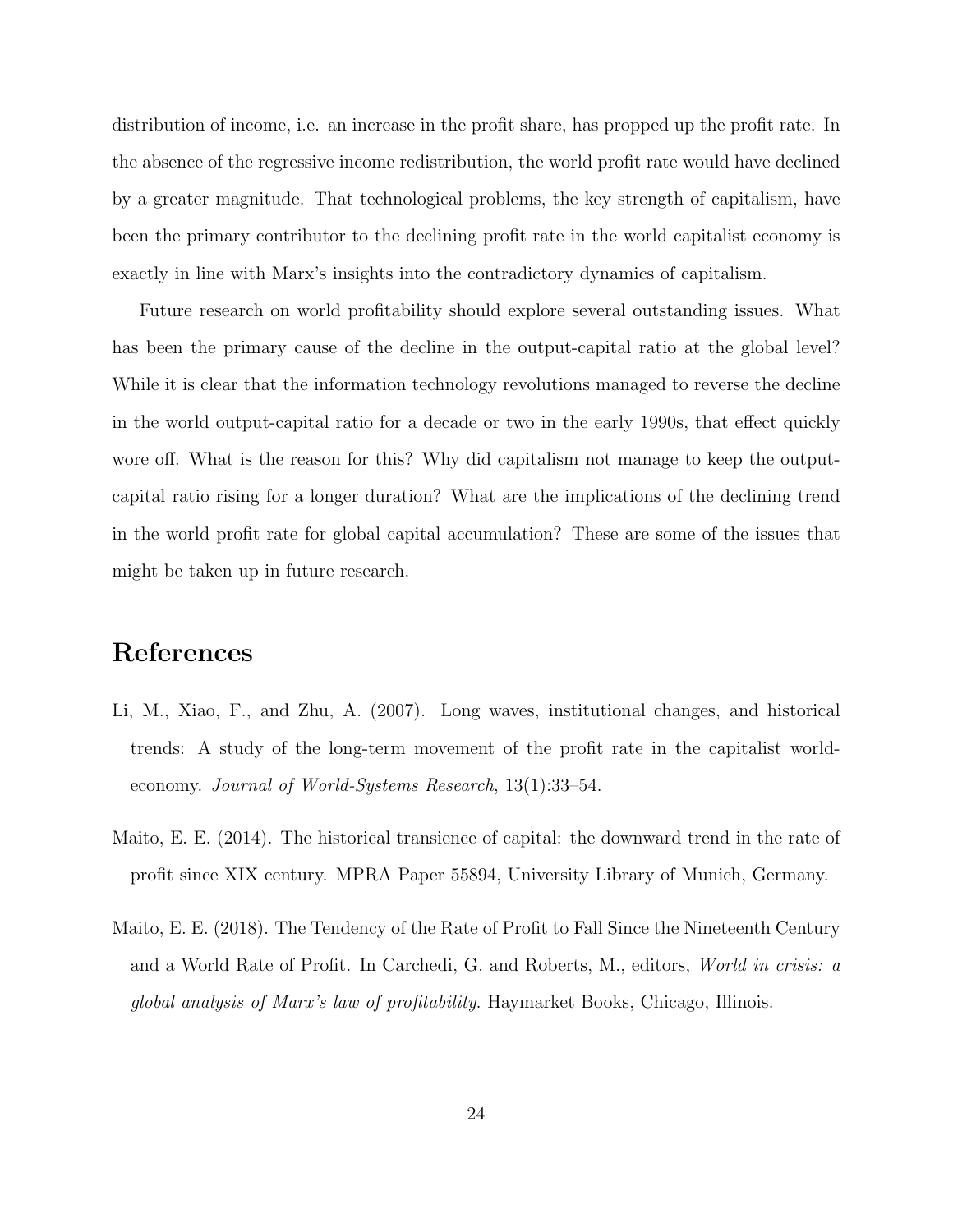distribution of income, i.e. an increase in the profit share, has propped up the profit rate. In the absence of the regressive income redistribution, the world profit rate would have declined by a greater magnitude. That technological problems, the key strength of capitalism, have been the primary contributor to the declining profit rate in the world capitalist economy is exactly in line with Marx's insights into the contradictory dynamics of capitalism.

Future research on world profitability should explore several outstanding issues. What has been the primary cause of the decline in the output-capital ratio at the global level? While it is clear that the information technology revolutions managed to reverse the decline in the world output-capital ratio for a decade or two in the early 1990s, that effect quickly wore off. What is the reason for this? Why did capitalism not manage to keep the output-capital ratio rising for a longer duration? What are the implications of the declining trend in the world profit rate for global capital accumulation? These are some of the issues that might be taken up in future research.

# References

Li, M., Xiao, F., and Zhu, A. (2007). Long waves, institutional changes, and historical trends: A study of the long-term movement of the profit rate in the capitalist world-economy. *Journal of World-Systems Research*, 13(1):33–54.

Maito, E. E. (2014). The historical transience of capital: the downward trend in the rate of profit since XIX century. MPRA Paper 55894, University Library of Munich, Germany.

Maito, E. E. (2018). The Tendency of the Rate of Profit to Fall Since the Nineteenth Century and a World Rate of Profit. In Carchedi, G. and Roberts, M., editors, *World in crisis: a global analysis of Marx's law of profitability*. Haymarket Books, Chicago, Illinois.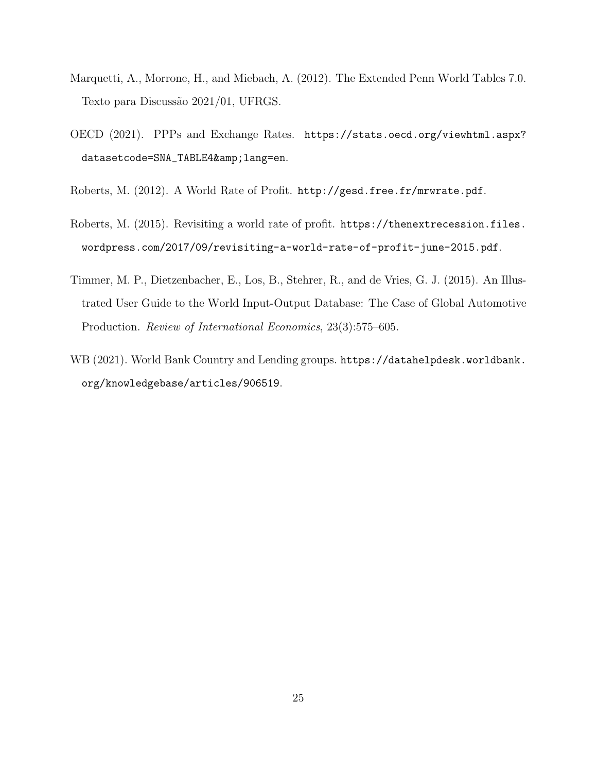Marquetti, A., Morrone, H., and Miebach, A. (2012). The Extended Penn World Tables 7.0. Texto para Discussão 2021/01, UFRGS.

OECD (2021). PPPs and Exchange Rates. https://stats.oecd.org/viewhtml.aspx?datasetcode=SNA_TABLE4&amp;lang=en.

Roberts, M. (2012). A World Rate of Profit. http://gesd.free.fr/mrwrate.pdf.

Roberts, M. (2015). Revisiting a world rate of profit. https://thenextrecession.files.wordpress.com/2017/09/revisiting-a-world-rate-of-profit-june-2015.pdf.

Timmer, M. P., Dietzenbacher, E., Los, B., Stehrer, R., and de Vries, G. J. (2015). An Illustrated User Guide to the World Input-Output Database: The Case of Global Automotive Production. *Review of International Economics*, 23(3):575–605.

WB (2021). World Bank Country and Lending groups. https://datahelpdesk.worldbank.org/knowledgebase/articles/906519.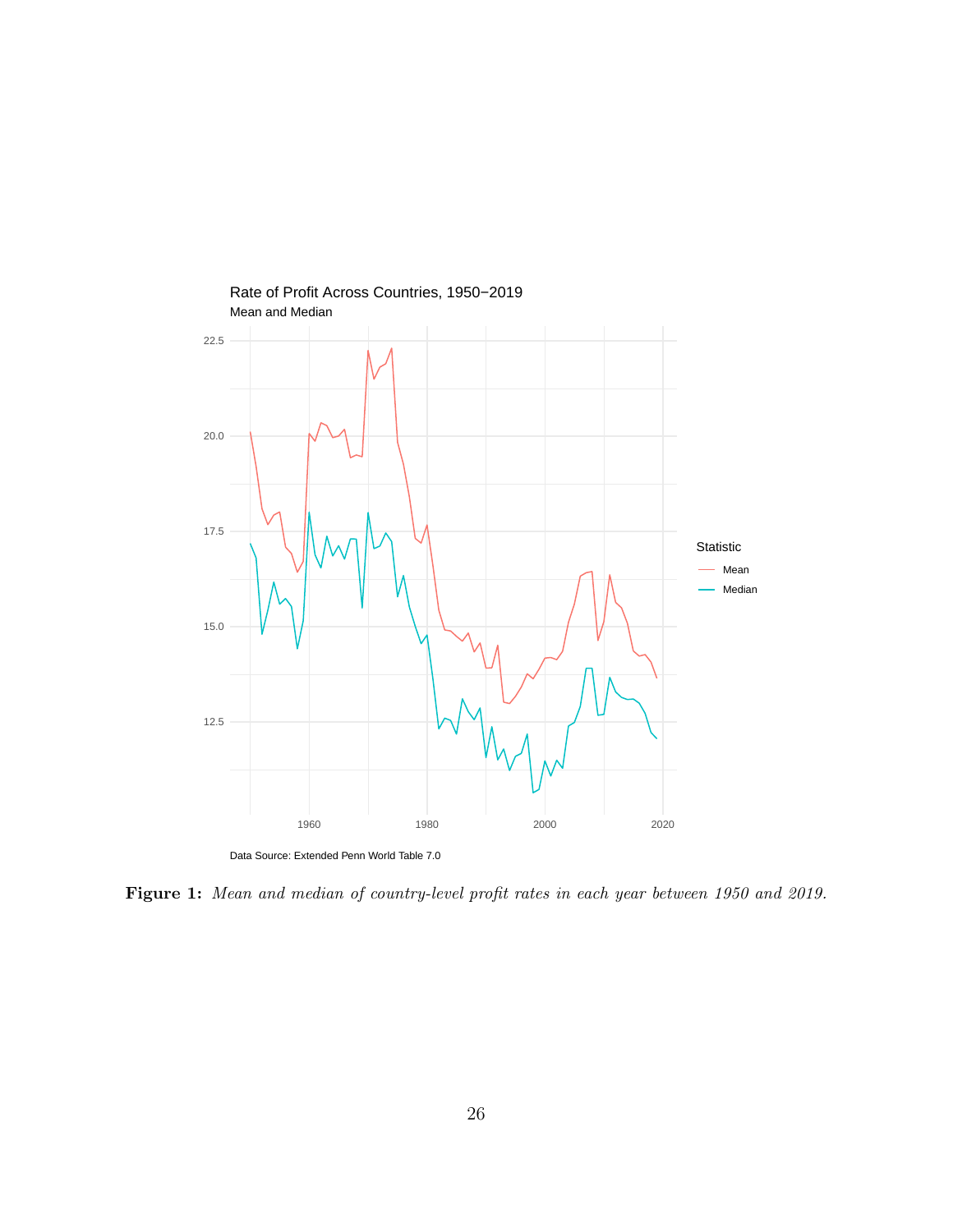Rate of Profit Across Countries, 1950−2019

Mean and Median

Data Source: Extended Penn World Table 7.0

**Figure 1:** *Mean and median of country-level profit rates in each year between 1950 and 2019.*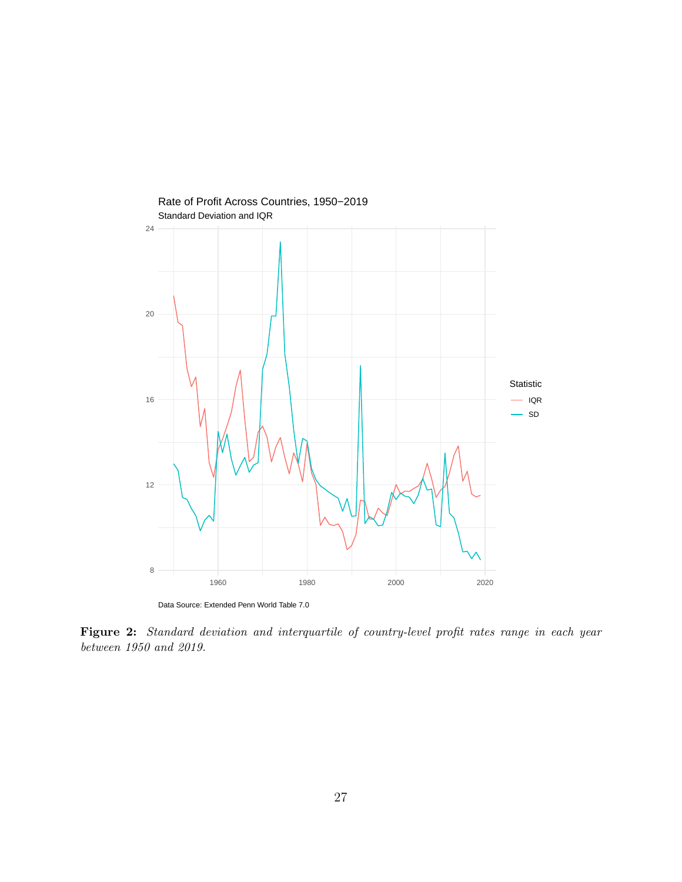**Figure 2:** *Standard deviation and interquartile of country-level profit rates range in each year between 1950 and 2019.*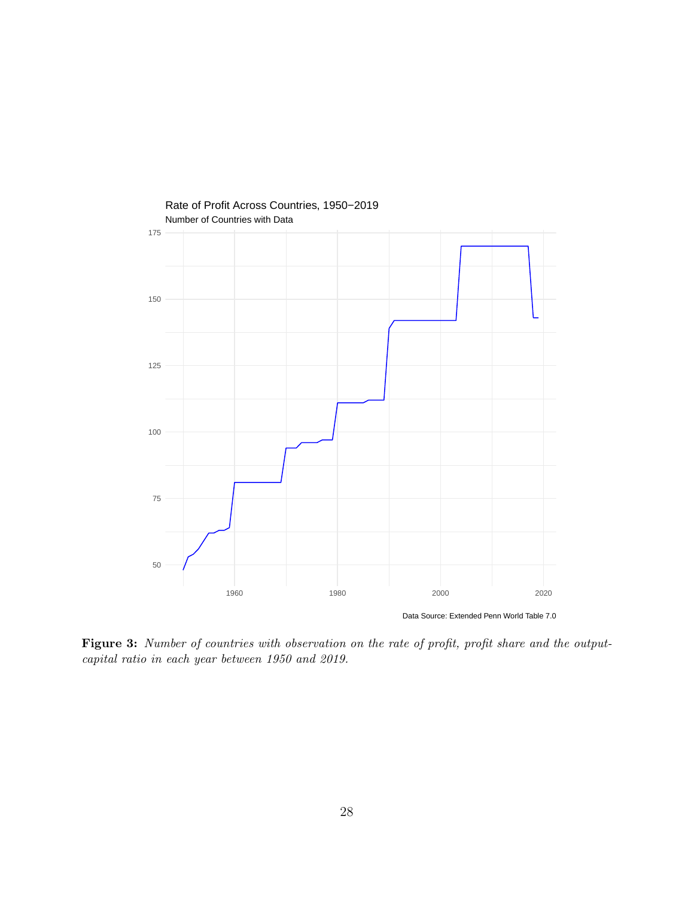**Figure 3:** *Number of countries with observation on the rate of profit, profit share and the output-capital ratio in each year between 1950 and 2019.*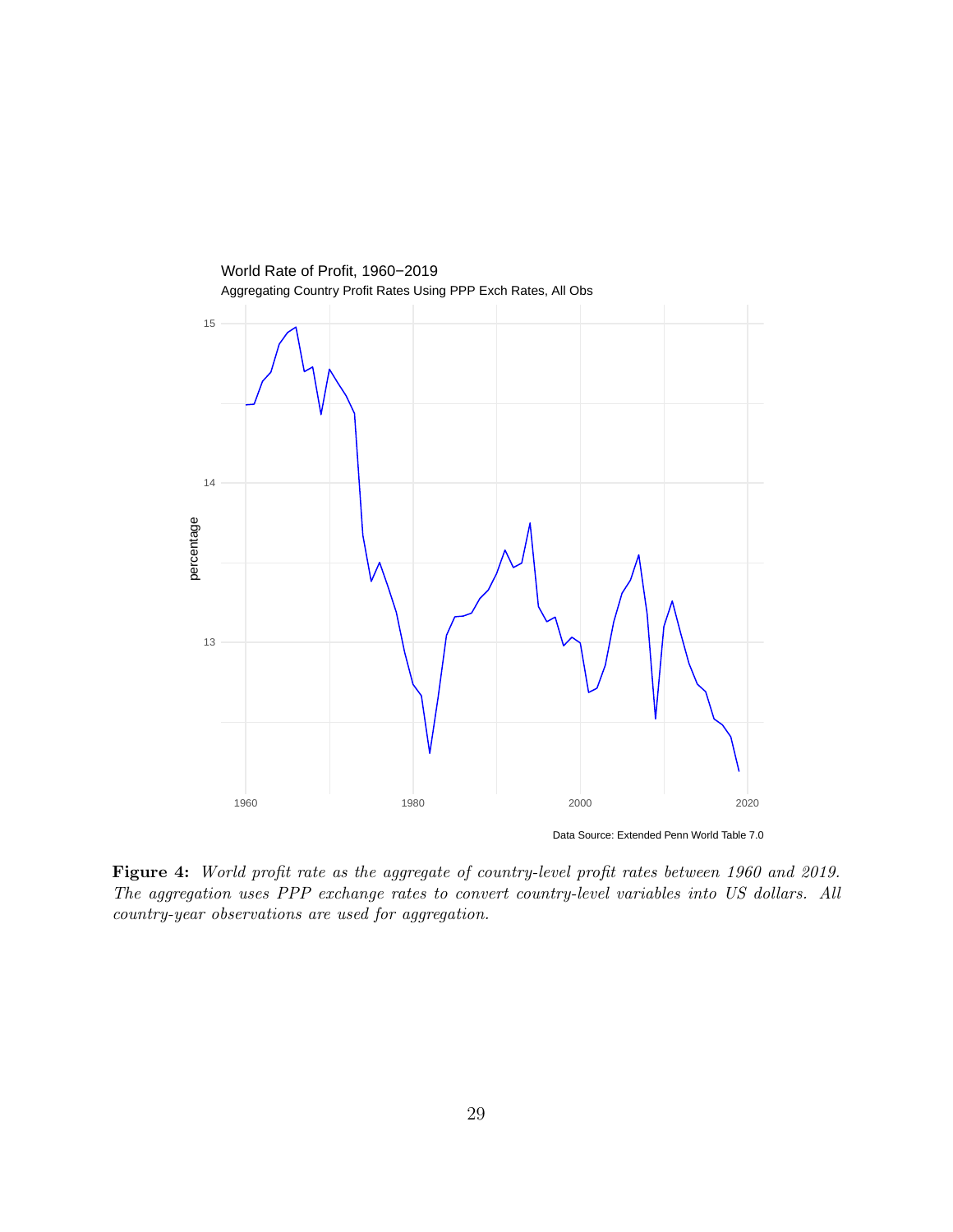World Rate of Profit, 1960−2019

Aggregating Country Profit Rates Using PPP Exch Rates, All Obs

Data Source: Extended Penn World Table 7.0

**Figure 4:** *World profit rate as the aggregate of country-level profit rates between 1960 and 2019. The aggregation uses PPP exchange rates to convert country-level variables into US dollars. All country-year observations are used for aggregation.*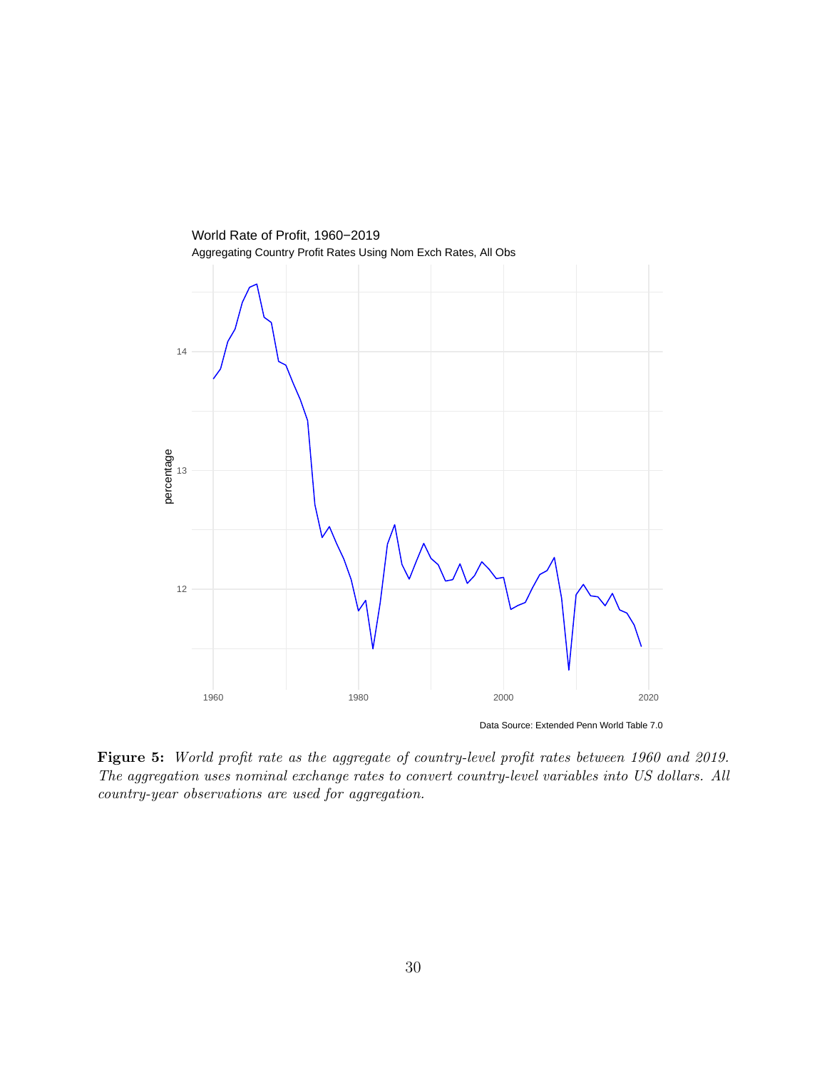**Figure 5:** *World profit rate as the aggregate of country-level profit rates between 1960 and 2019. The aggregation uses nominal exchange rates to convert country-level variables into US dollars. All country-year observations are used for aggregation.*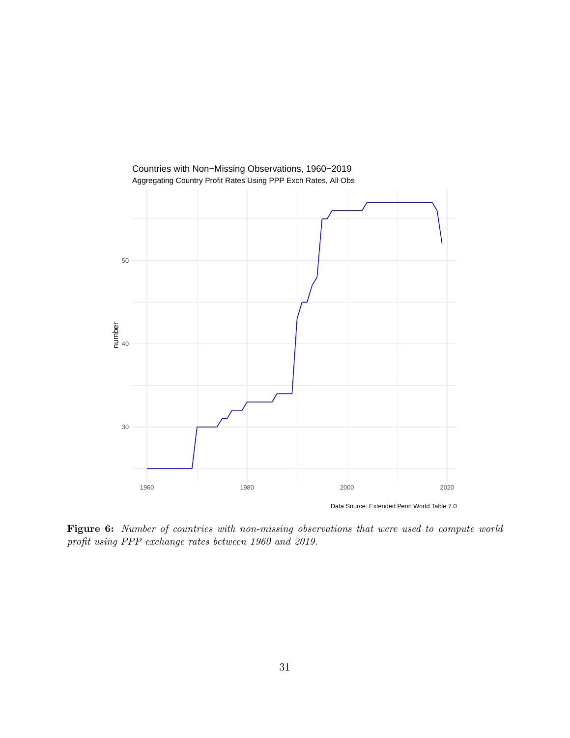Countries with Non−Missing Observations, 1960−2019

Aggregating Country Profit Rates Using PPP Exch Rates, All Obs

Data Source: Extended Penn World Table 7.0

**Figure 6:** *Number of countries with non-missing observations that were used to compute world profit using PPP exchange rates between 1960 and 2019.*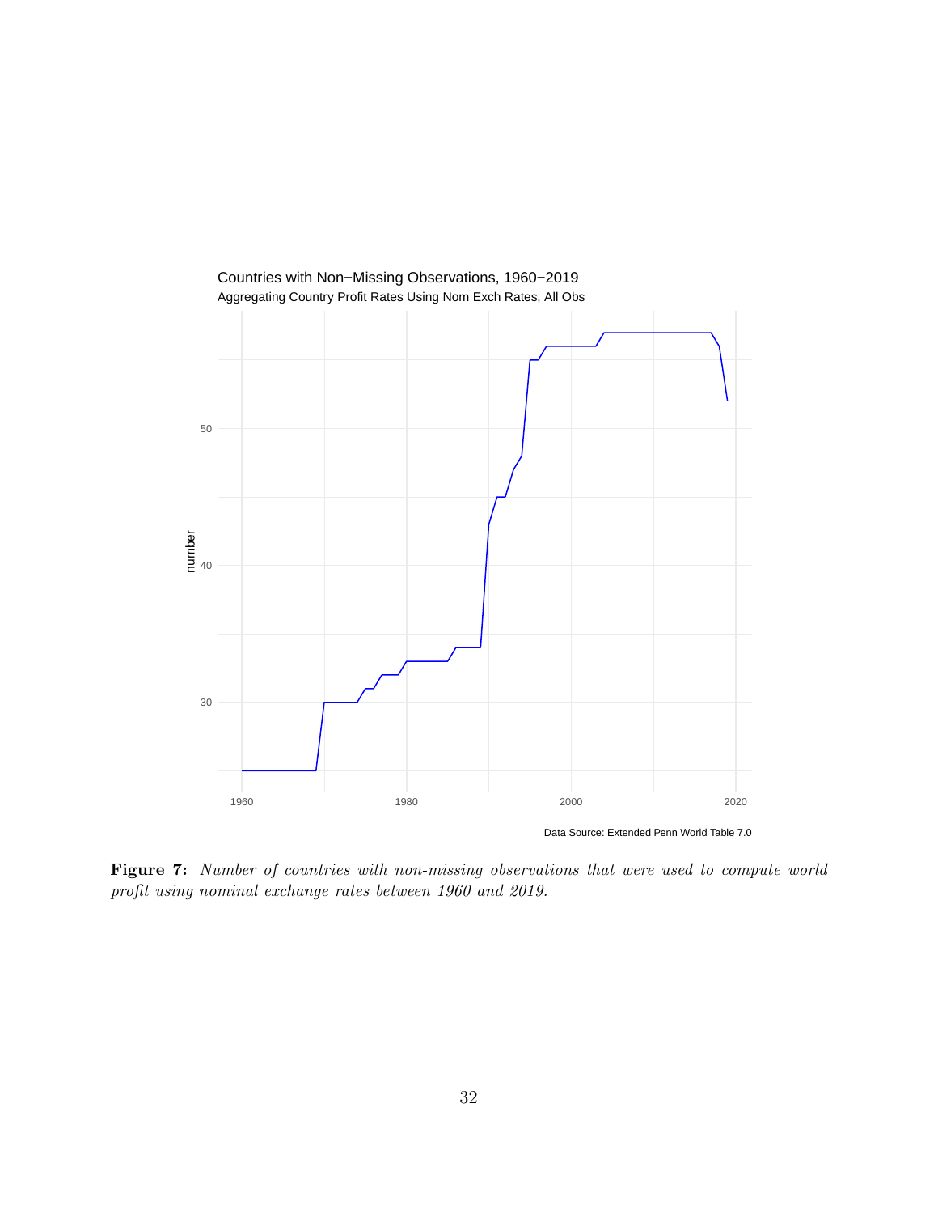Countries with Non−Missing Observations, 1960−2019

Aggregating Country Profit Rates Using Nom Exch Rates, All Obs

Data Source: Extended Penn World Table 7.0

**Figure 7:** *Number of countries with non-missing observations that were used to compute world profit using nominal exchange rates between 1960 and 2019.*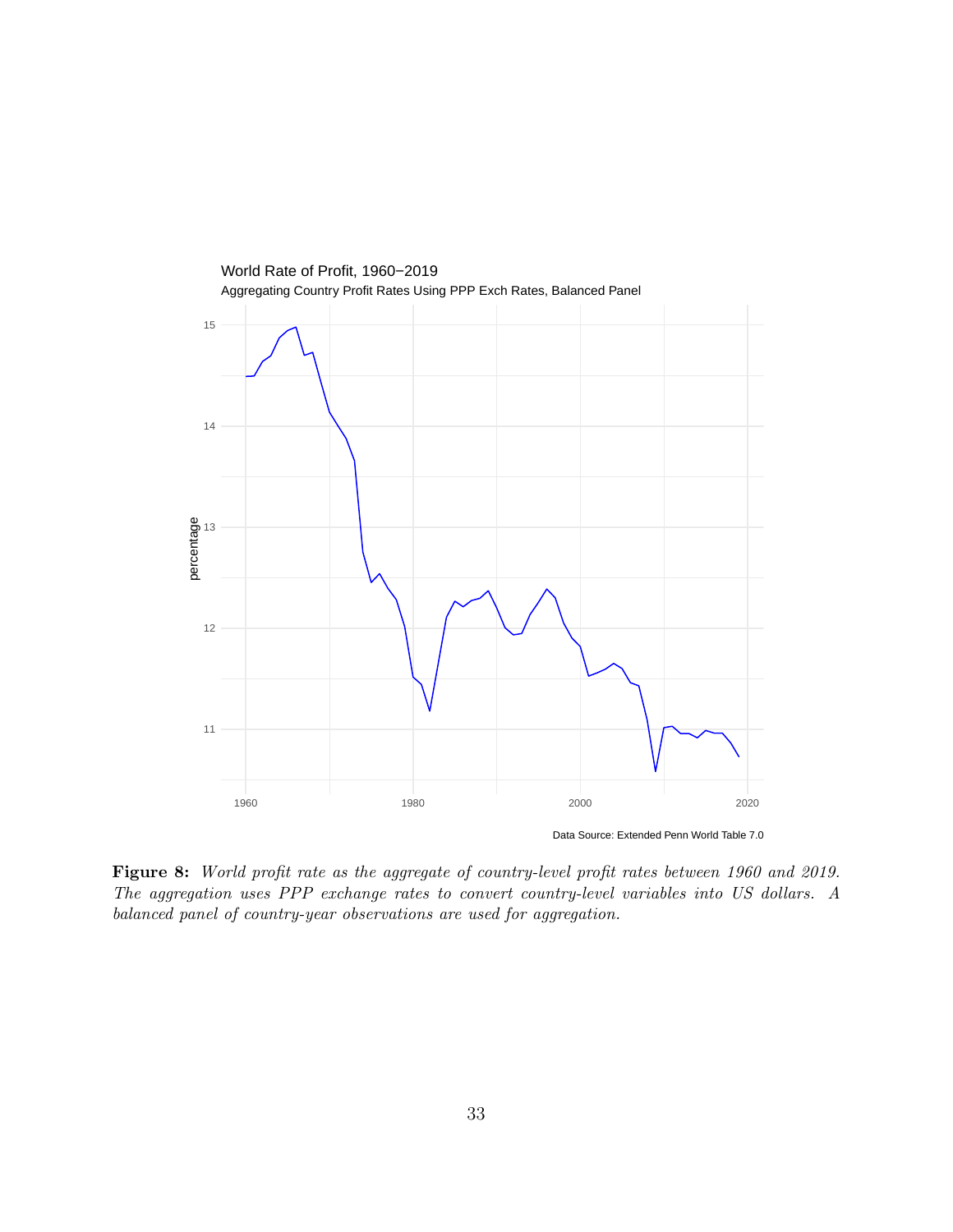World Rate of Profit, 1960−2019

Aggregating Country Profit Rates Using PPP Exch Rates, Balanced Panel

Data Source: Extended Penn World Table 7.0

**Figure 8:** *World profit rate as the aggregate of country-level profit rates between 1960 and 2019. The aggregation uses PPP exchange rates to convert country-level variables into US dollars. A balanced panel of country-year observations are used for aggregation.*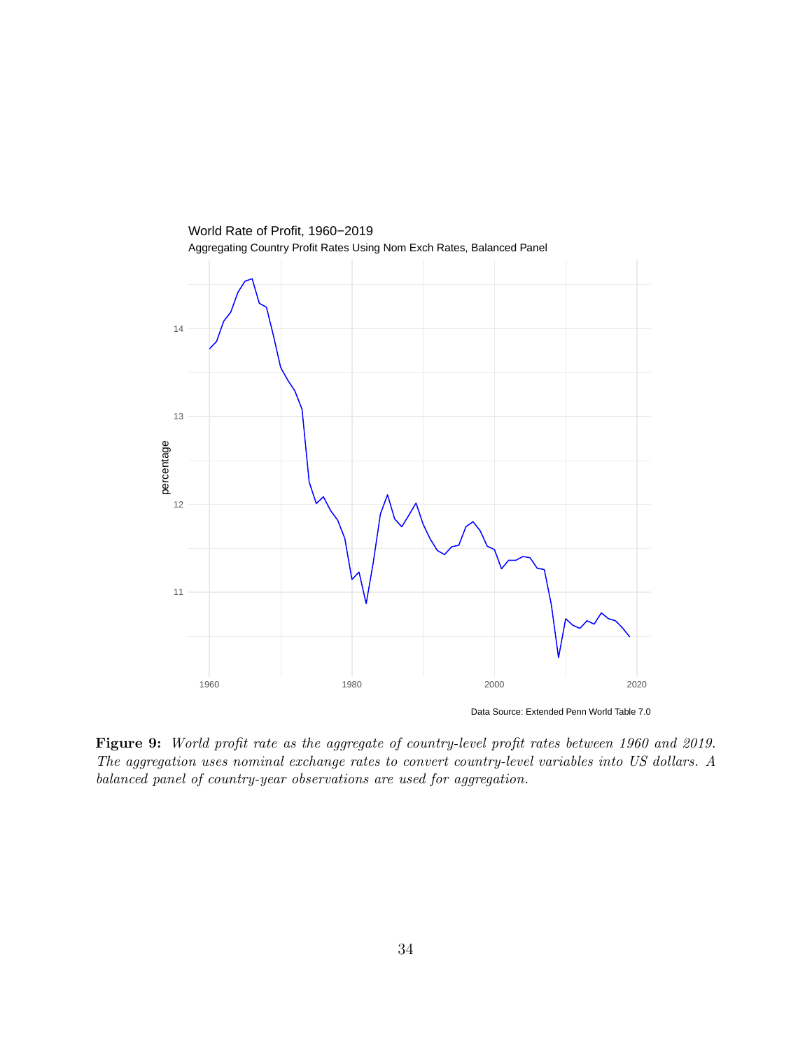**Figure 9:** *World profit rate as the aggregate of country-level profit rates between 1960 and 2019. The aggregation uses nominal exchange rates to convert country-level variables into US dollars. A balanced panel of country-year observations are used for aggregation.*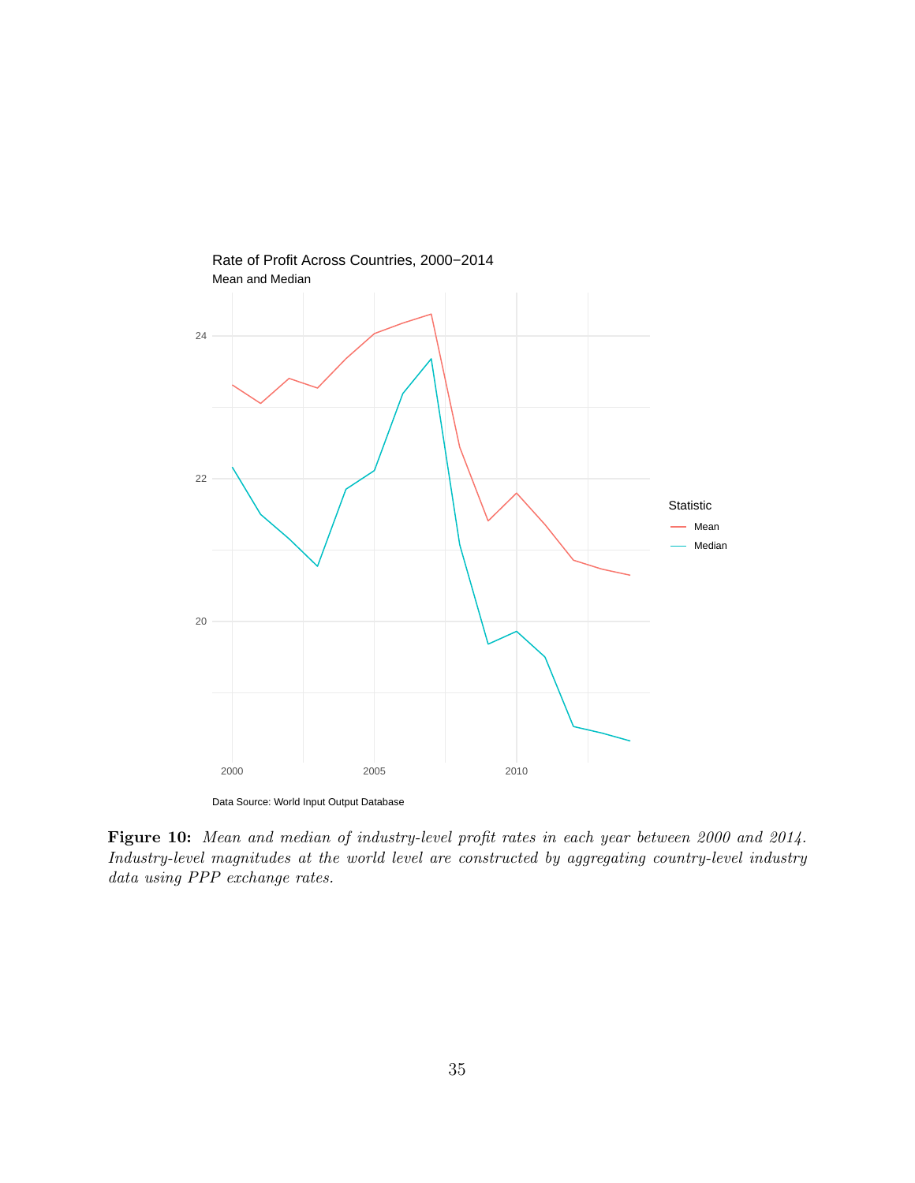**Figure 10:** *Mean and median of industry-level profit rates in each year between 2000 and 2014. Industry-level magnitudes at the world level are constructed by aggregating country-level industry data using PPP exchange rates.*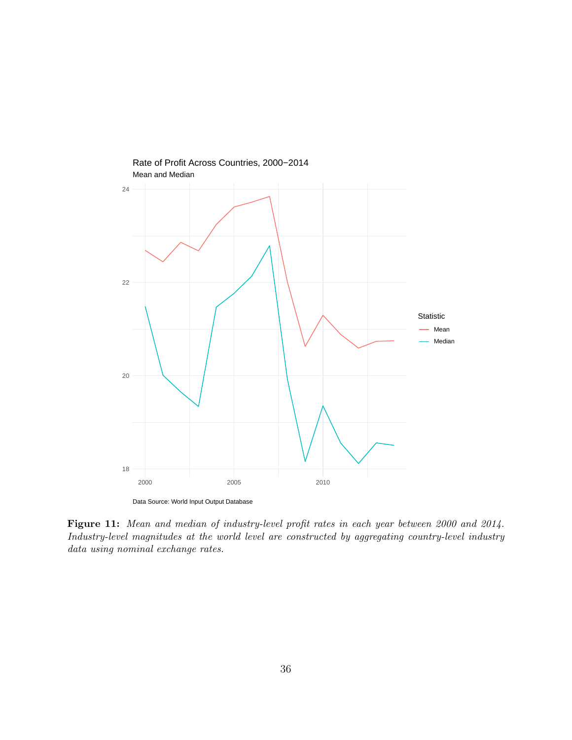Rate of Profit Across Countries, 2000−2014

Mean and Median

Data Source: World Input Output Database

**Figure 11:** *Mean and median of industry-level profit rates in each year between 2000 and 2014. Industry-level magnitudes at the world level are constructed by aggregating country-level industry data using nominal exchange rates.*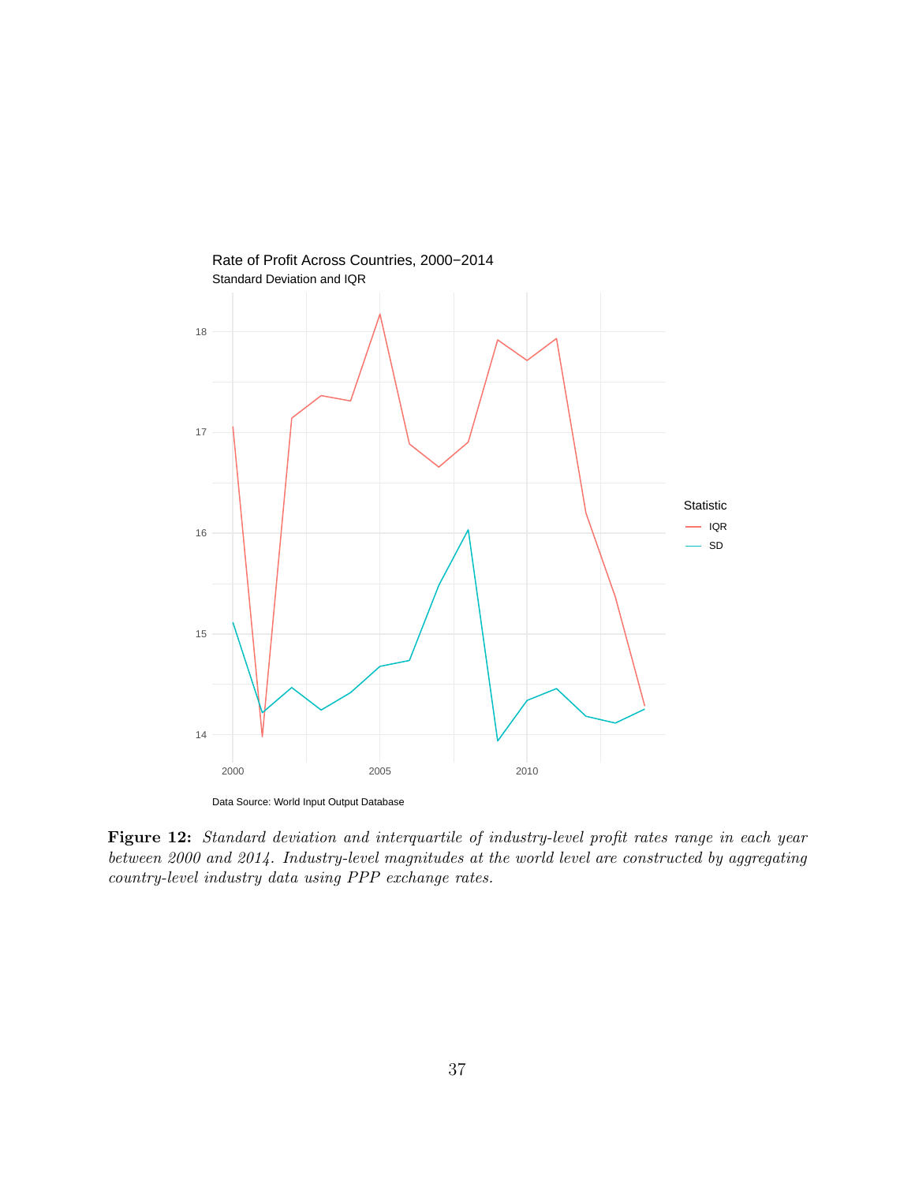Rate of Profit Across Countries, 2000−2014

Standard Deviation and IQR

Data Source: World Input Output Database

**Figure 12:** *Standard deviation and interquartile of industry-level profit rates range in each year between 2000 and 2014. Industry-level magnitudes at the world level are constructed by aggregating country-level industry data using PPP exchange rates.*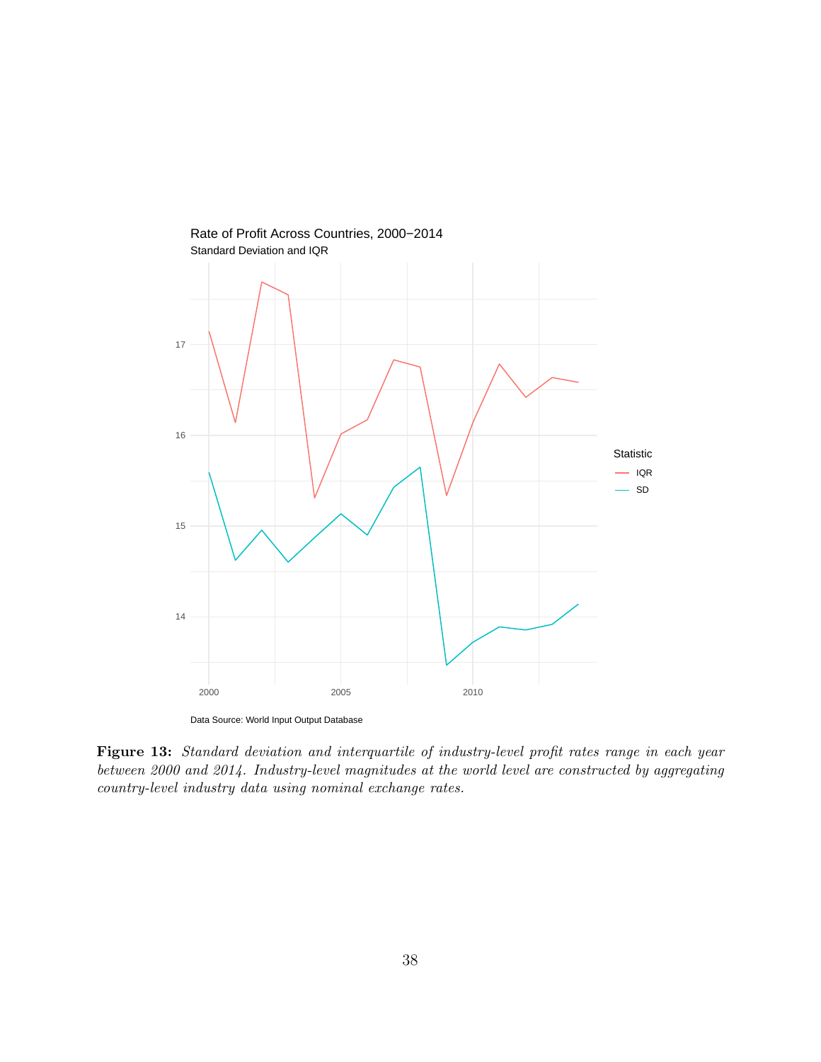Rate of Profit Across Countries, 2000−2014

Standard Deviation and IQR

Data Source: World Input Output Database

**Figure 13:** *Standard deviation and interquartile of industry-level profit rates range in each year between 2000 and 2014. Industry-level magnitudes at the world level are constructed by aggregating country-level industry data using nominal exchange rates.*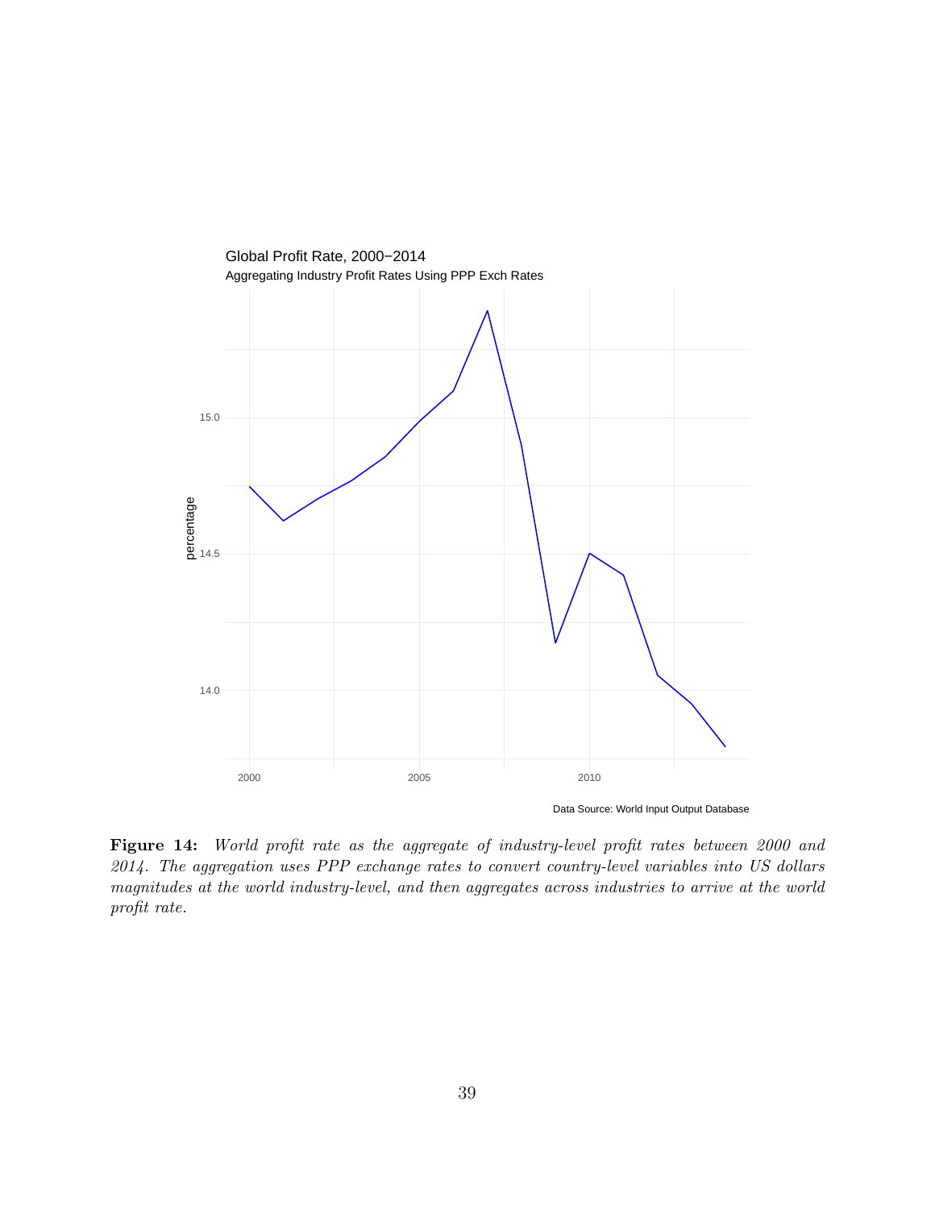Global Profit Rate, 2000−2014

Aggregating Industry Profit Rates Using PPP Exch Rates

Data Source: World Input Output Database

**Figure 14:** *World profit rate as the aggregate of industry-level profit rates between 2000 and 2014. The aggregation uses PPP exchange rates to convert country-level variables into US dollars magnitudes at the world industry-level, and then aggregates across industries to arrive at the world profit rate.*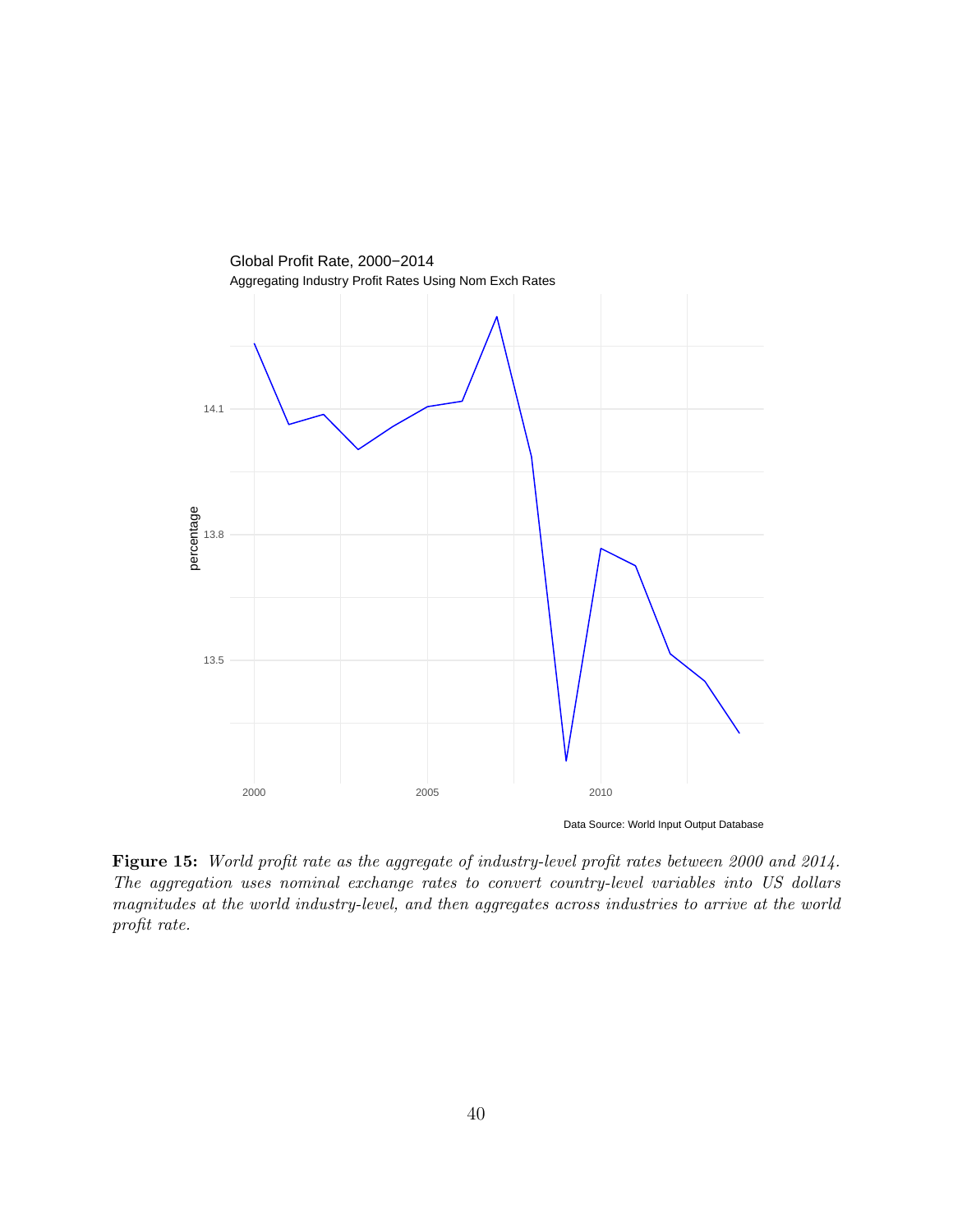Global Profit Rate, 2000−2014

Aggregating Industry Profit Rates Using Nom Exch Rates

percentage

14.1

13.8

13.5

2000

2005

2010

Data Source: World Input Output Database

**Figure 15:** *World profit rate as the aggregate of industry-level profit rates between 2000 and 2014. The aggregation uses nominal exchange rates to convert country-level variables into US dollars magnitudes at the world industry-level, and then aggregates across industries to arrive at the world profit rate.*